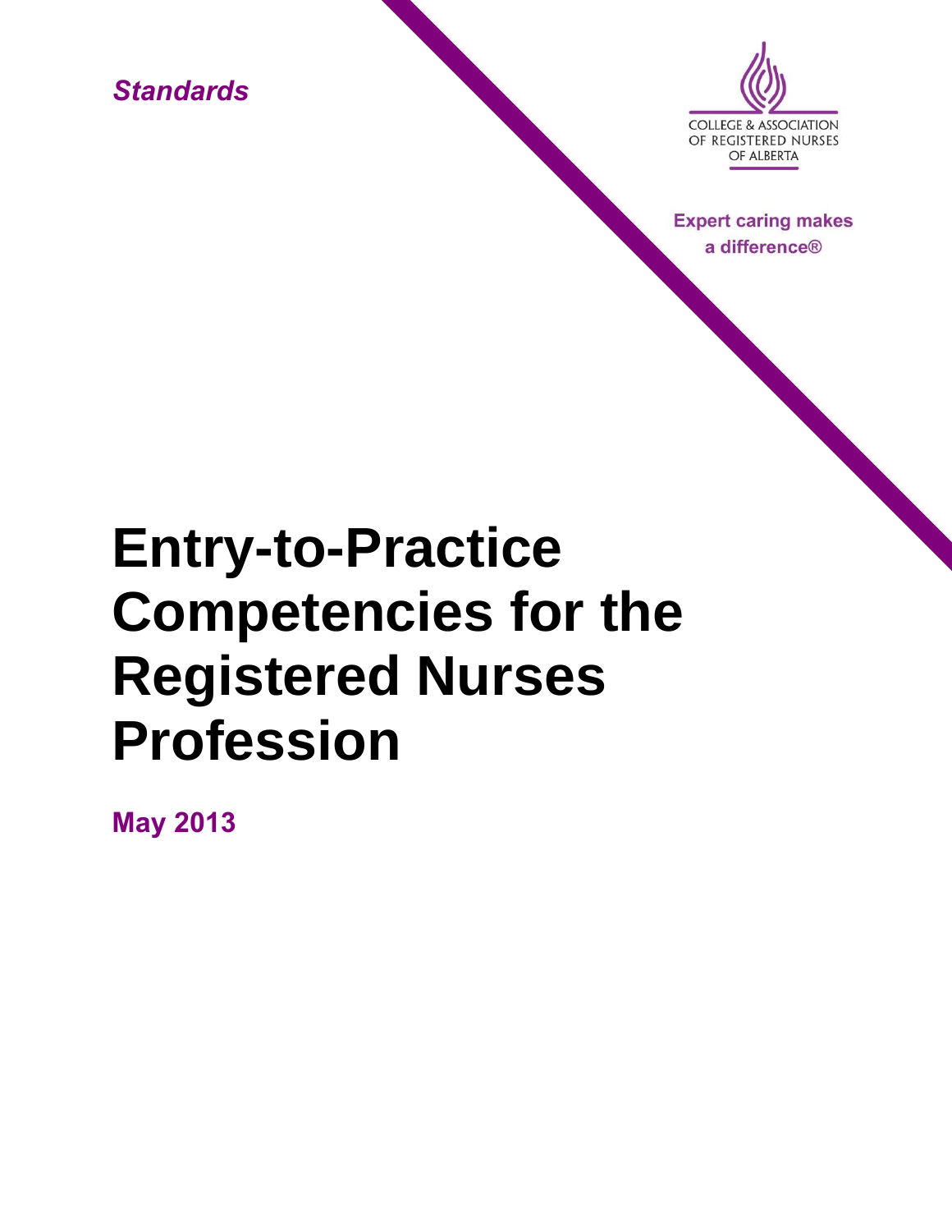*Standards*

COLLEGE & ASSOCIATION OF REGISTERED NURSES OF ALBERTA

**Expert caring makes a difference®**

# Entry-to-Practice Competencies for the Registered Nurses Profession

**May 2013**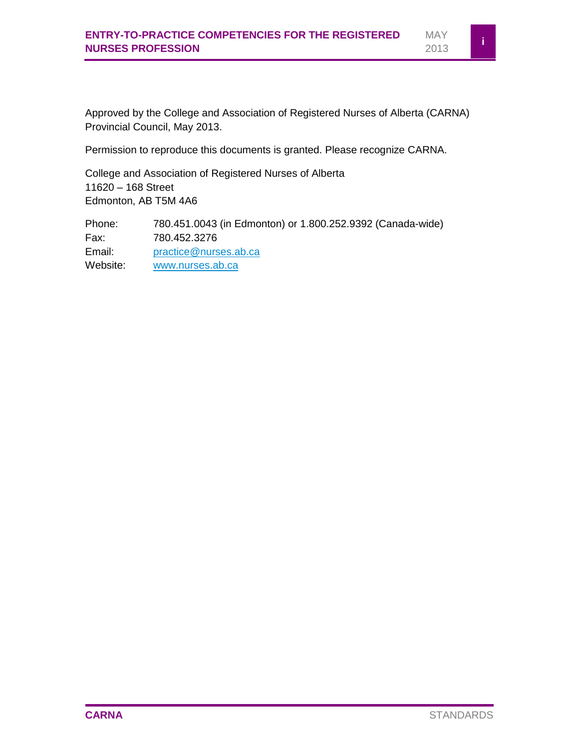Approved by the College and Association of Registered Nurses of Alberta (CARNA) Provincial Council, May 2013.

Permission to reproduce this documents is granted. Please recognize CARNA.

College and Association of Registered Nurses of Alberta
11620 – 168 Street
Edmonton, AB T5M 4A6

Phone: 780.451.0043 (in Edmonton) or 1.800.252.9392 (Canada-wide)
Fax: 780.452.3276
Email: practice@nurses.ab.ca
Website: www.nurses.ab.ca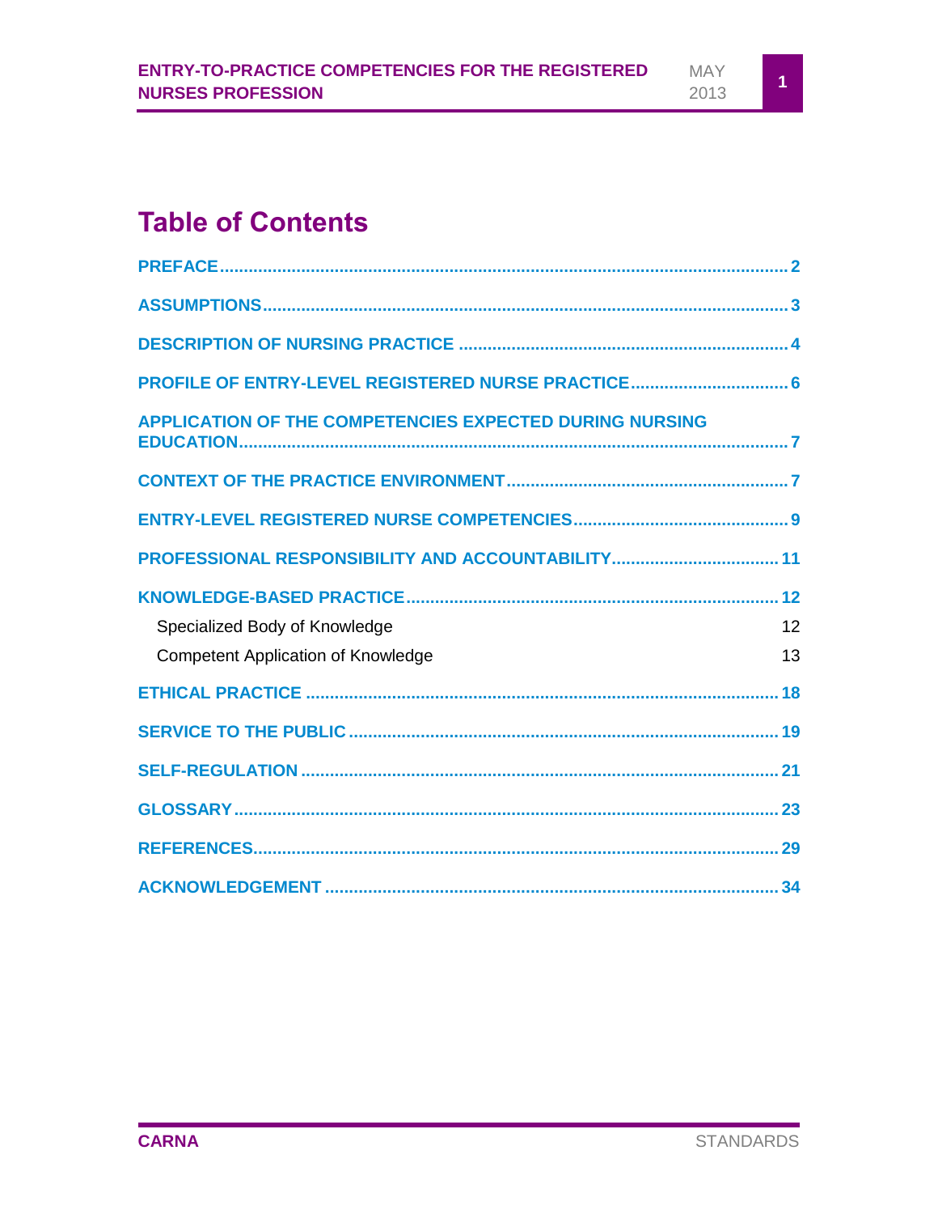# Table of Contents

PREFACE .......... 2

ASSUMPTIONS .......... 3

DESCRIPTION OF NURSING PRACTICE .......... 4

PROFILE OF ENTRY-LEVEL REGISTERED NURSE PRACTICE .......... 6

APPLICATION OF THE COMPETENCIES EXPECTED DURING NURSING EDUCATION .......... 7

CONTEXT OF THE PRACTICE ENVIRONMENT .......... 7

ENTRY-LEVEL REGISTERED NURSE COMPETENCIES .......... 9

PROFESSIONAL RESPONSIBILITY AND ACCOUNTABILITY .......... 11

KNOWLEDGE-BASED PRACTICE .......... 12

- Specialized Body of Knowledge 12
- Competent Application of Knowledge 13

ETHICAL PRACTICE .......... 18

SERVICE TO THE PUBLIC .......... 19

SELF-REGULATION .......... 21

GLOSSARY .......... 23

REFERENCES .......... 29

ACKNOWLEDGEMENT .......... 34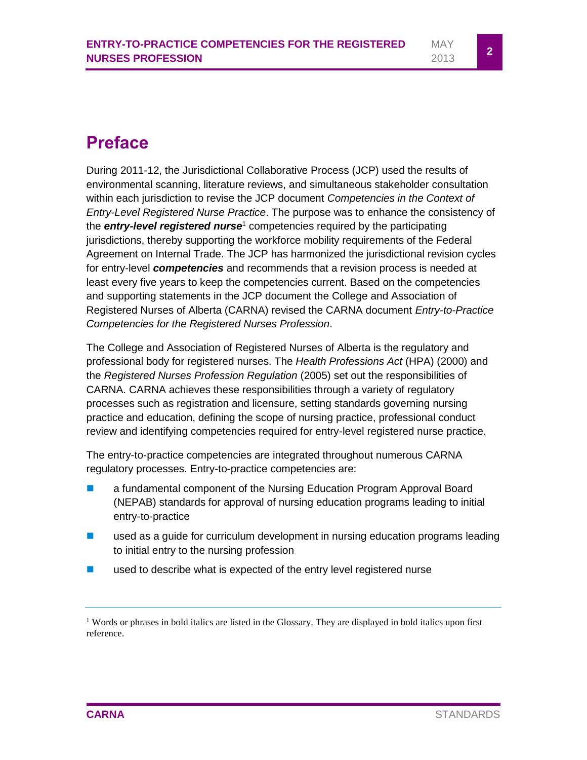# Preface

During 2011-12, the Jurisdictional Collaborative Process (JCP) used the results of environmental scanning, literature reviews, and simultaneous stakeholder consultation within each jurisdiction to revise the JCP document *Competencies in the Context of Entry-Level Registered Nurse Practice*. The purpose was to enhance the consistency of the ***entry-level registered nurse***[1] competencies required by the participating jurisdictions, thereby supporting the workforce mobility requirements of the Federal Agreement on Internal Trade. The JCP has harmonized the jurisdictional revision cycles for entry-level ***competencies*** and recommends that a revision process is needed at least every five years to keep the competencies current. Based on the competencies and supporting statements in the JCP document the College and Association of Registered Nurses of Alberta (CARNA) revised the CARNA document *Entry-to-Practice Competencies for the Registered Nurses Profession*.

The College and Association of Registered Nurses of Alberta is the regulatory and professional body for registered nurses. The *Health Professions Act* (HPA) (2000) and the *Registered Nurses Profession Regulation* (2005) set out the responsibilities of CARNA. CARNA achieves these responsibilities through a variety of regulatory processes such as registration and licensure, setting standards governing nursing practice and education, defining the scope of nursing practice, professional conduct review and identifying competencies required for entry-level registered nurse practice.

The entry-to-practice competencies are integrated throughout numerous CARNA regulatory processes. Entry-to-practice competencies are:

- a fundamental component of the Nursing Education Program Approval Board (NEPAB) standards for approval of nursing education programs leading to initial entry-to-practice
- used as a guide for curriculum development in nursing education programs leading to initial entry to the nursing profession
- used to describe what is expected of the entry level registered nurse

[1] Words or phrases in bold italics are listed in the Glossary. They are displayed in bold italics upon first reference.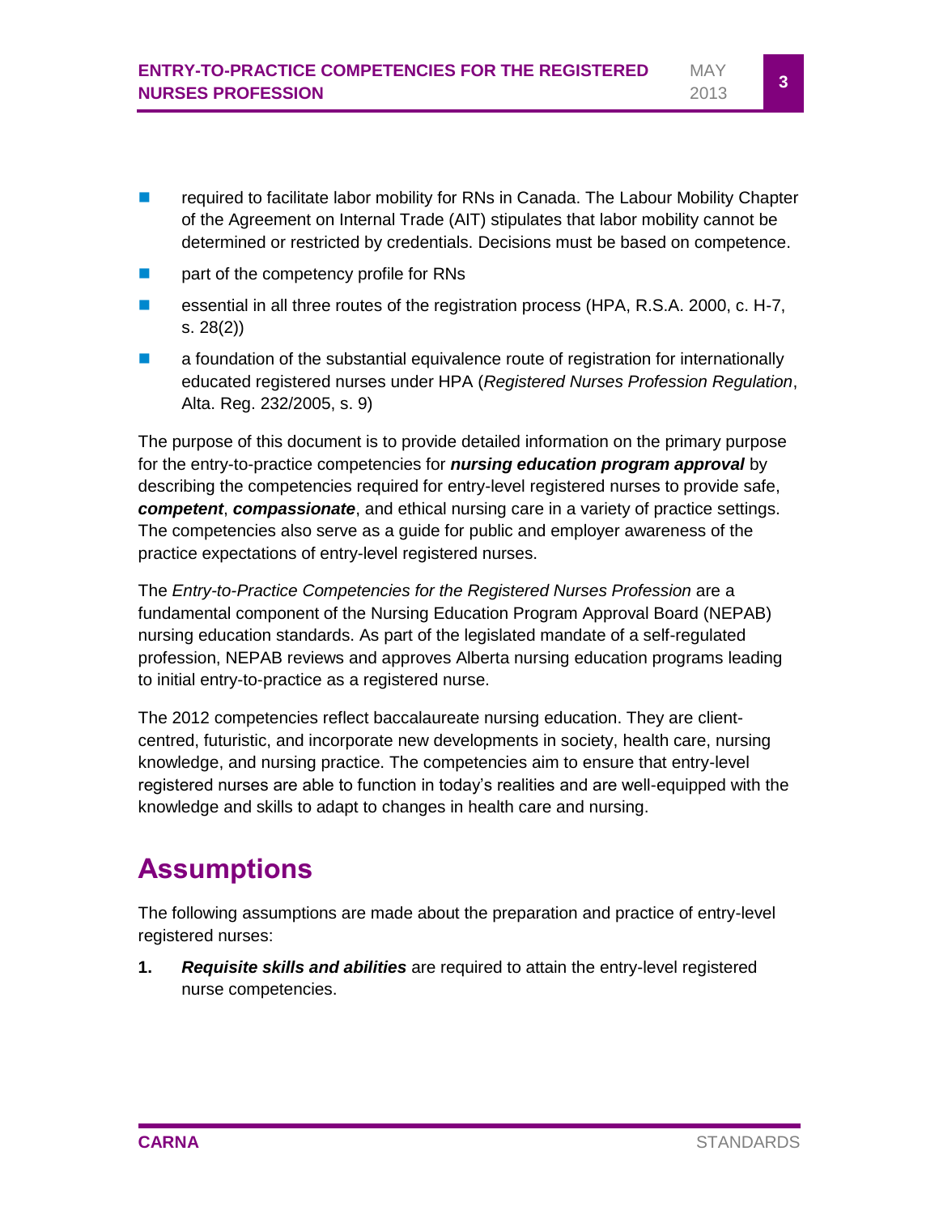- required to facilitate labor mobility for RNs in Canada. The Labour Mobility Chapter of the Agreement on Internal Trade (AIT) stipulates that labor mobility cannot be determined or restricted by credentials. Decisions must be based on competence.
- part of the competency profile for RNs
- essential in all three routes of the registration process (HPA, R.S.A. 2000, c. H-7, s. 28(2))
- a foundation of the substantial equivalence route of registration for internationally educated registered nurses under HPA (*Registered Nurses Profession Regulation*, Alta. Reg. 232/2005, s. 9)

The purpose of this document is to provide detailed information on the primary purpose for the entry-to-practice competencies for ***nursing education program approval*** by describing the competencies required for entry-level registered nurses to provide safe, ***competent***, ***compassionate***, and ethical nursing care in a variety of practice settings. The competencies also serve as a guide for public and employer awareness of the practice expectations of entry-level registered nurses.

The *Entry-to-Practice Competencies for the Registered Nurses Profession* are a fundamental component of the Nursing Education Program Approval Board (NEPAB) nursing education standards. As part of the legislated mandate of a self-regulated profession, NEPAB reviews and approves Alberta nursing education programs leading to initial entry-to-practice as a registered nurse.

The 2012 competencies reflect baccalaureate nursing education. They are client-centred, futuristic, and incorporate new developments in society, health care, nursing knowledge, and nursing practice. The competencies aim to ensure that entry-level registered nurses are able to function in today's realities and are well-equipped with the knowledge and skills to adapt to changes in health care and nursing.

# Assumptions

The following assumptions are made about the preparation and practice of entry-level registered nurses:

1. ***Requisite skills and abilities*** are required to attain the entry-level registered nurse competencies.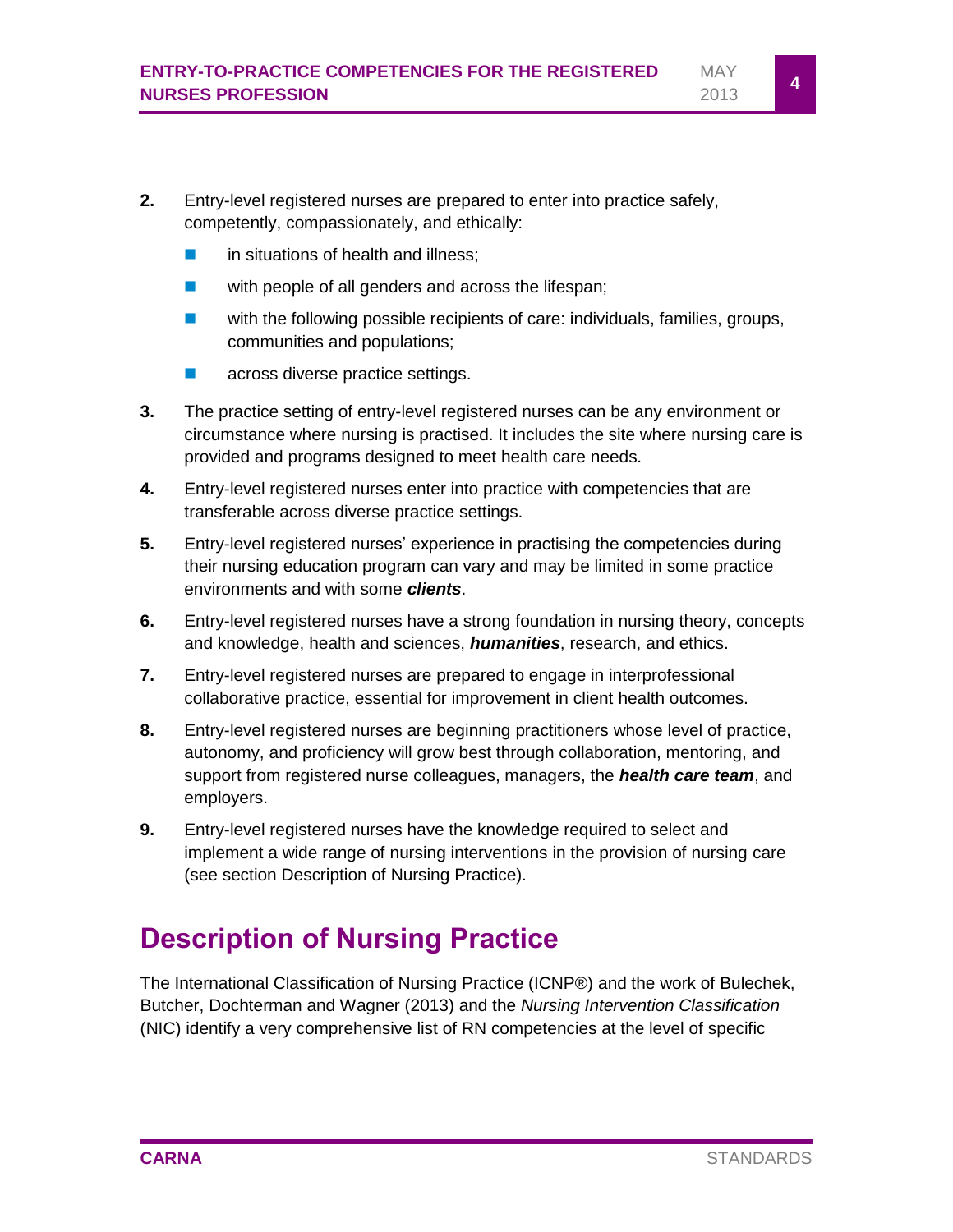2. Entry-level registered nurses are prepared to enter into practice safely, competently, compassionately, and ethically:
   - in situations of health and illness;
   - with people of all genders and across the lifespan;
   - with the following possible recipients of care: individuals, families, groups, communities and populations;
   - across diverse practice settings.
3. The practice setting of entry-level registered nurses can be any environment or circumstance where nursing is practised. It includes the site where nursing care is provided and programs designed to meet health care needs.
4. Entry-level registered nurses enter into practice with competencies that are transferable across diverse practice settings.
5. Entry-level registered nurses' experience in practising the competencies during their nursing education program can vary and may be limited in some practice environments and with some ***clients***.
6. Entry-level registered nurses have a strong foundation in nursing theory, concepts and knowledge, health and sciences, ***humanities***, research, and ethics.
7. Entry-level registered nurses are prepared to engage in interprofessional collaborative practice, essential for improvement in client health outcomes.
8. Entry-level registered nurses are beginning practitioners whose level of practice, autonomy, and proficiency will grow best through collaboration, mentoring, and support from registered nurse colleagues, managers, the ***health care team***, and employers.
9. Entry-level registered nurses have the knowledge required to select and implement a wide range of nursing interventions in the provision of nursing care (see section Description of Nursing Practice).

# Description of Nursing Practice

The International Classification of Nursing Practice (ICNP®) and the work of Bulechek, Butcher, Dochterman and Wagner (2013) and the *Nursing Intervention Classification* (NIC) identify a very comprehensive list of RN competencies at the level of specific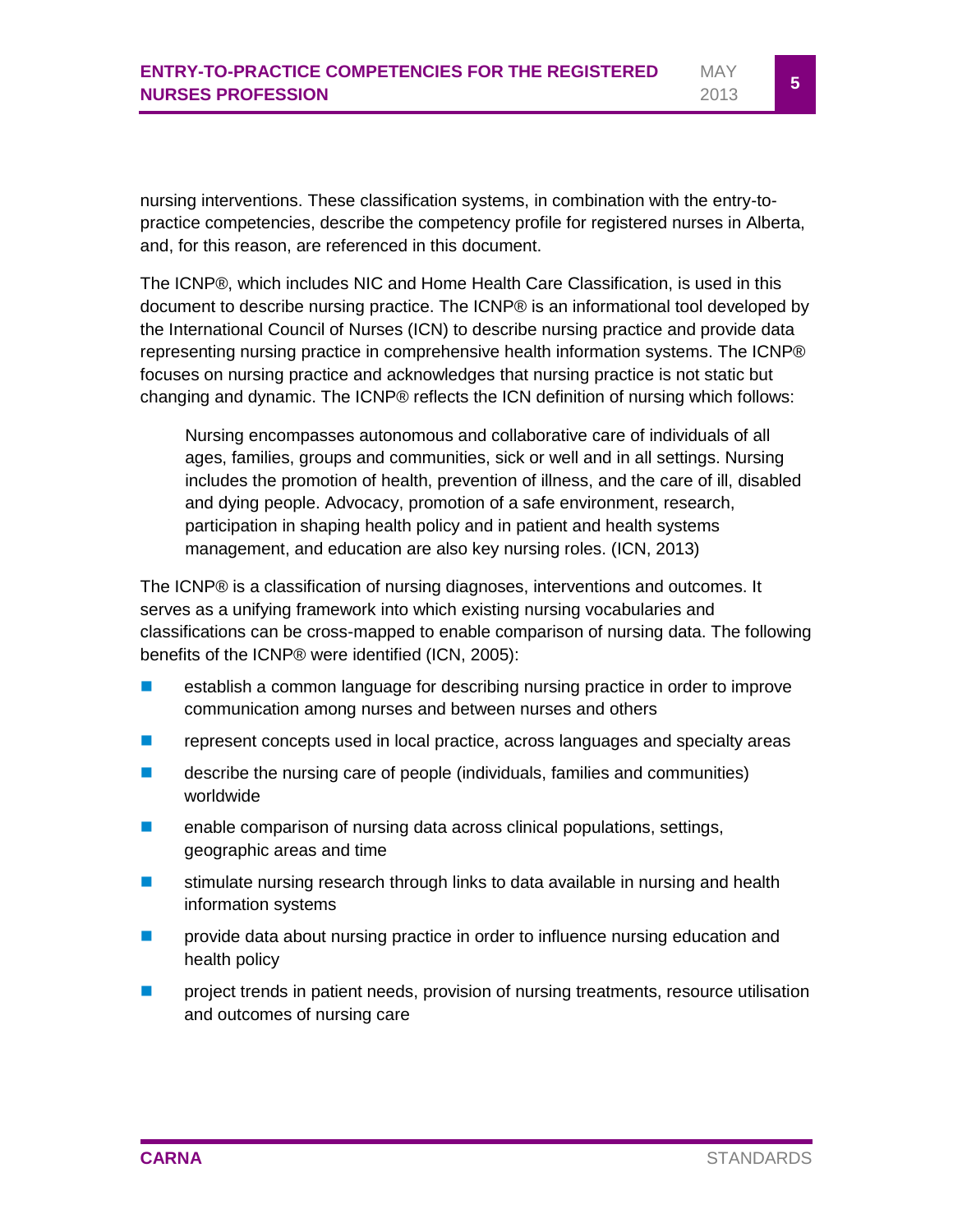nursing interventions. These classification systems, in combination with the entry-to-practice competencies, describe the competency profile for registered nurses in Alberta, and, for this reason, are referenced in this document.

The ICNP®, which includes NIC and Home Health Care Classification, is used in this document to describe nursing practice. The ICNP® is an informational tool developed by the International Council of Nurses (ICN) to describe nursing practice and provide data representing nursing practice in comprehensive health information systems. The ICNP® focuses on nursing practice and acknowledges that nursing practice is not static but changing and dynamic. The ICNP® reflects the ICN definition of nursing which follows:

> Nursing encompasses autonomous and collaborative care of individuals of all ages, families, groups and communities, sick or well and in all settings. Nursing includes the promotion of health, prevention of illness, and the care of ill, disabled and dying people. Advocacy, promotion of a safe environment, research, participation in shaping health policy and in patient and health systems management, and education are also key nursing roles. (ICN, 2013)

The ICNP® is a classification of nursing diagnoses, interventions and outcomes. It serves as a unifying framework into which existing nursing vocabularies and classifications can be cross-mapped to enable comparison of nursing data. The following benefits of the ICNP® were identified (ICN, 2005):

- establish a common language for describing nursing practice in order to improve communication among nurses and between nurses and others
- represent concepts used in local practice, across languages and specialty areas
- describe the nursing care of people (individuals, families and communities) worldwide
- enable comparison of nursing data across clinical populations, settings, geographic areas and time
- stimulate nursing research through links to data available in nursing and health information systems
- provide data about nursing practice in order to influence nursing education and health policy
- project trends in patient needs, provision of nursing treatments, resource utilisation and outcomes of nursing care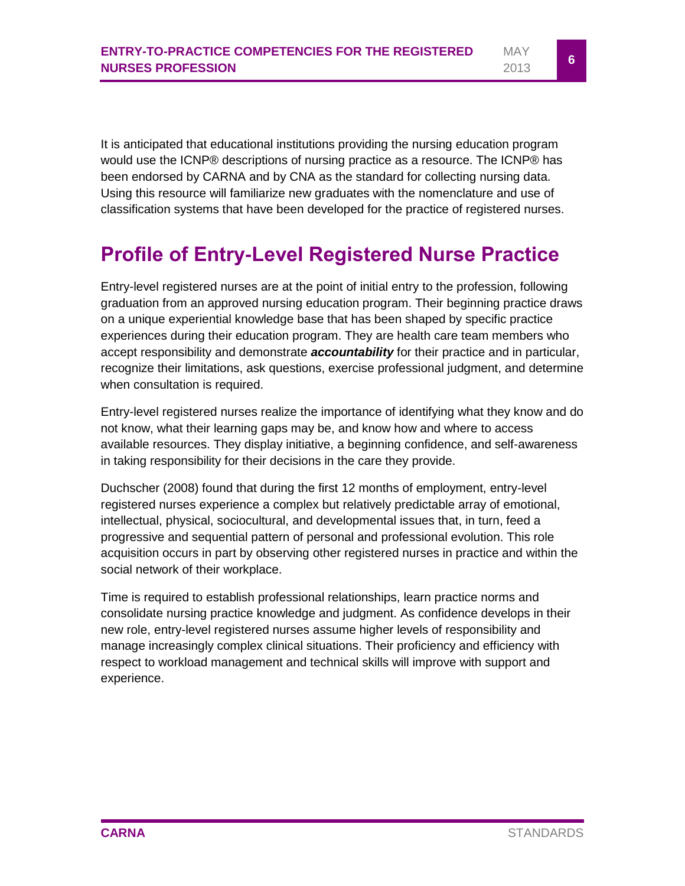It is anticipated that educational institutions providing the nursing education program would use the ICNP® descriptions of nursing practice as a resource. The ICNP® has been endorsed by CARNA and by CNA as the standard for collecting nursing data. Using this resource will familiarize new graduates with the nomenclature and use of classification systems that have been developed for the practice of registered nurses.

# Profile of Entry-Level Registered Nurse Practice

Entry-level registered nurses are at the point of initial entry to the profession, following graduation from an approved nursing education program. Their beginning practice draws on a unique experiential knowledge base that has been shaped by specific practice experiences during their education program. They are health care team members who accept responsibility and demonstrate ***accountability*** for their practice and in particular, recognize their limitations, ask questions, exercise professional judgment, and determine when consultation is required.

Entry-level registered nurses realize the importance of identifying what they know and do not know, what their learning gaps may be, and know how and where to access available resources. They display initiative, a beginning confidence, and self-awareness in taking responsibility for their decisions in the care they provide.

Duchscher (2008) found that during the first 12 months of employment, entry-level registered nurses experience a complex but relatively predictable array of emotional, intellectual, physical, sociocultural, and developmental issues that, in turn, feed a progressive and sequential pattern of personal and professional evolution. This role acquisition occurs in part by observing other registered nurses in practice and within the social network of their workplace.

Time is required to establish professional relationships, learn practice norms and consolidate nursing practice knowledge and judgment. As confidence develops in their new role, entry-level registered nurses assume higher levels of responsibility and manage increasingly complex clinical situations. Their proficiency and efficiency with respect to workload management and technical skills will improve with support and experience.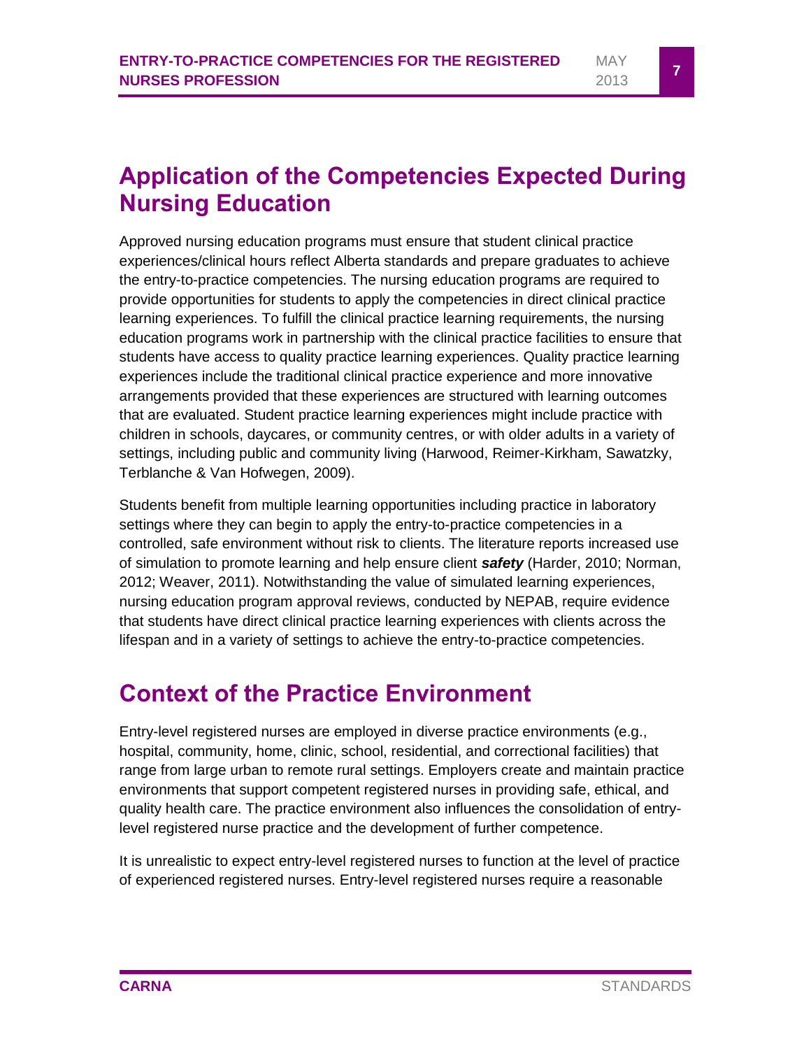## Application of the Competencies Expected During Nursing Education

Approved nursing education programs must ensure that student clinical practice experiences/clinical hours reflect Alberta standards and prepare graduates to achieve the entry-to-practice competencies. The nursing education programs are required to provide opportunities for students to apply the competencies in direct clinical practice learning experiences. To fulfill the clinical practice learning requirements, the nursing education programs work in partnership with the clinical practice facilities to ensure that students have access to quality practice learning experiences. Quality practice learning experiences include the traditional clinical practice experience and more innovative arrangements provided that these experiences are structured with learning outcomes that are evaluated. Student practice learning experiences might include practice with children in schools, daycares, or community centres, or with older adults in a variety of settings, including public and community living (Harwood, Reimer-Kirkham, Sawatzky, Terblanche & Van Hofwegen, 2009).

Students benefit from multiple learning opportunities including practice in laboratory settings where they can begin to apply the entry-to-practice competencies in a controlled, safe environment without risk to clients. The literature reports increased use of simulation to promote learning and help ensure client ***safety*** (Harder, 2010; Norman, 2012; Weaver, 2011). Notwithstanding the value of simulated learning experiences, nursing education program approval reviews, conducted by NEPAB, require evidence that students have direct clinical practice learning experiences with clients across the lifespan and in a variety of settings to achieve the entry-to-practice competencies.

## Context of the Practice Environment

Entry-level registered nurses are employed in diverse practice environments (e.g., hospital, community, home, clinic, school, residential, and correctional facilities) that range from large urban to remote rural settings. Employers create and maintain practice environments that support competent registered nurses in providing safe, ethical, and quality health care. The practice environment also influences the consolidation of entry-level registered nurse practice and the development of further competence.

It is unrealistic to expect entry-level registered nurses to function at the level of practice of experienced registered nurses. Entry-level registered nurses require a reasonable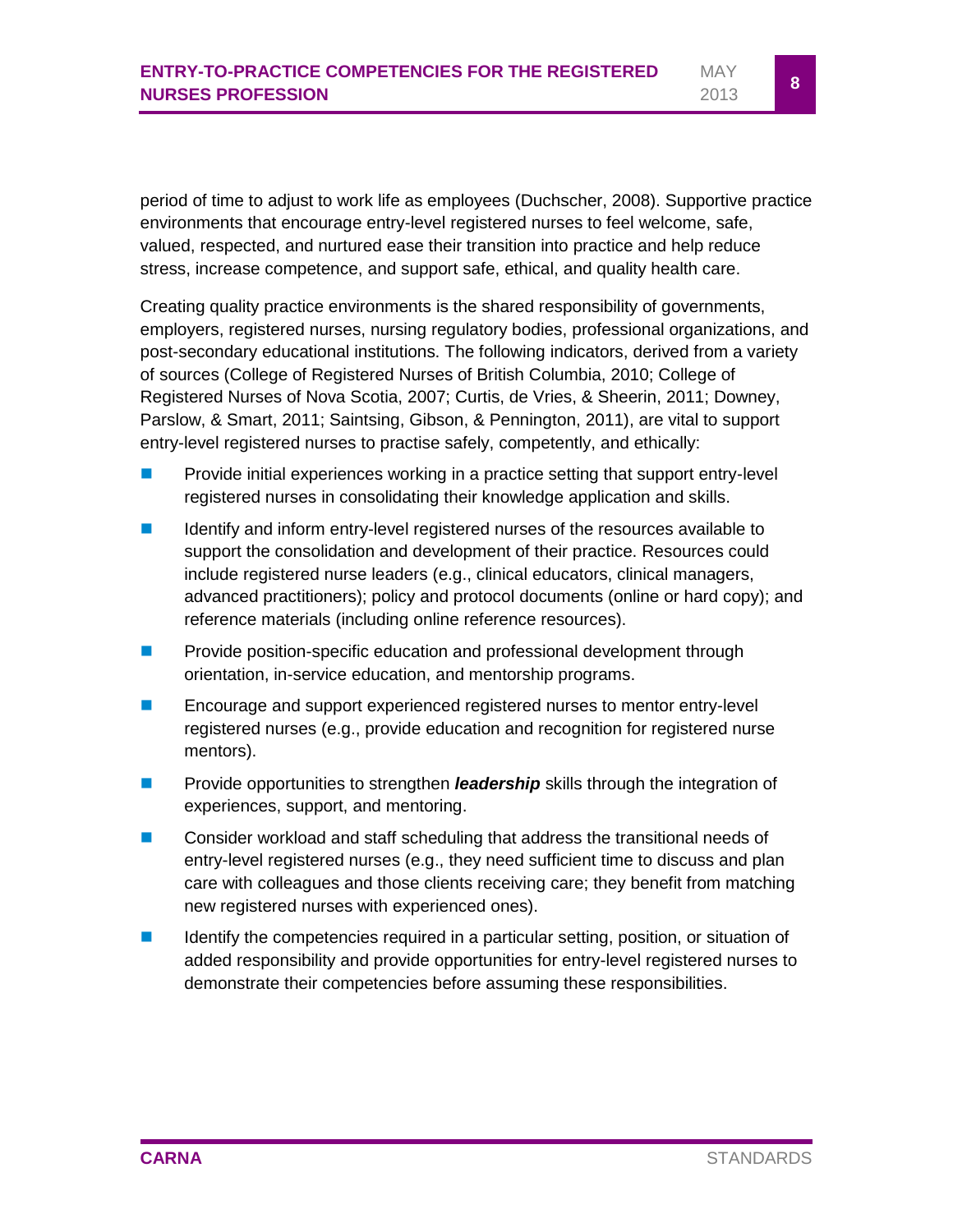period of time to adjust to work life as employees (Duchscher, 2008). Supportive practice environments that encourage entry-level registered nurses to feel welcome, safe, valued, respected, and nurtured ease their transition into practice and help reduce stress, increase competence, and support safe, ethical, and quality health care.

Creating quality practice environments is the shared responsibility of governments, employers, registered nurses, nursing regulatory bodies, professional organizations, and post-secondary educational institutions. The following indicators, derived from a variety of sources (College of Registered Nurses of British Columbia, 2010; College of Registered Nurses of Nova Scotia, 2007; Curtis, de Vries, & Sheerin, 2011; Downey, Parslow, & Smart, 2011; Saintsing, Gibson, & Pennington, 2011), are vital to support entry-level registered nurses to practise safely, competently, and ethically:

- Provide initial experiences working in a practice setting that support entry-level registered nurses in consolidating their knowledge application and skills.
- Identify and inform entry-level registered nurses of the resources available to support the consolidation and development of their practice. Resources could include registered nurse leaders (e.g., clinical educators, clinical managers, advanced practitioners); policy and protocol documents (online or hard copy); and reference materials (including online reference resources).
- Provide position-specific education and professional development through orientation, in-service education, and mentorship programs.
- Encourage and support experienced registered nurses to mentor entry-level registered nurses (e.g., provide education and recognition for registered nurse mentors).
- Provide opportunities to strengthen ***leadership*** skills through the integration of experiences, support, and mentoring.
- Consider workload and staff scheduling that address the transitional needs of entry-level registered nurses (e.g., they need sufficient time to discuss and plan care with colleagues and those clients receiving care; they benefit from matching new registered nurses with experienced ones).
- Identify the competencies required in a particular setting, position, or situation of added responsibility and provide opportunities for entry-level registered nurses to demonstrate their competencies before assuming these responsibilities.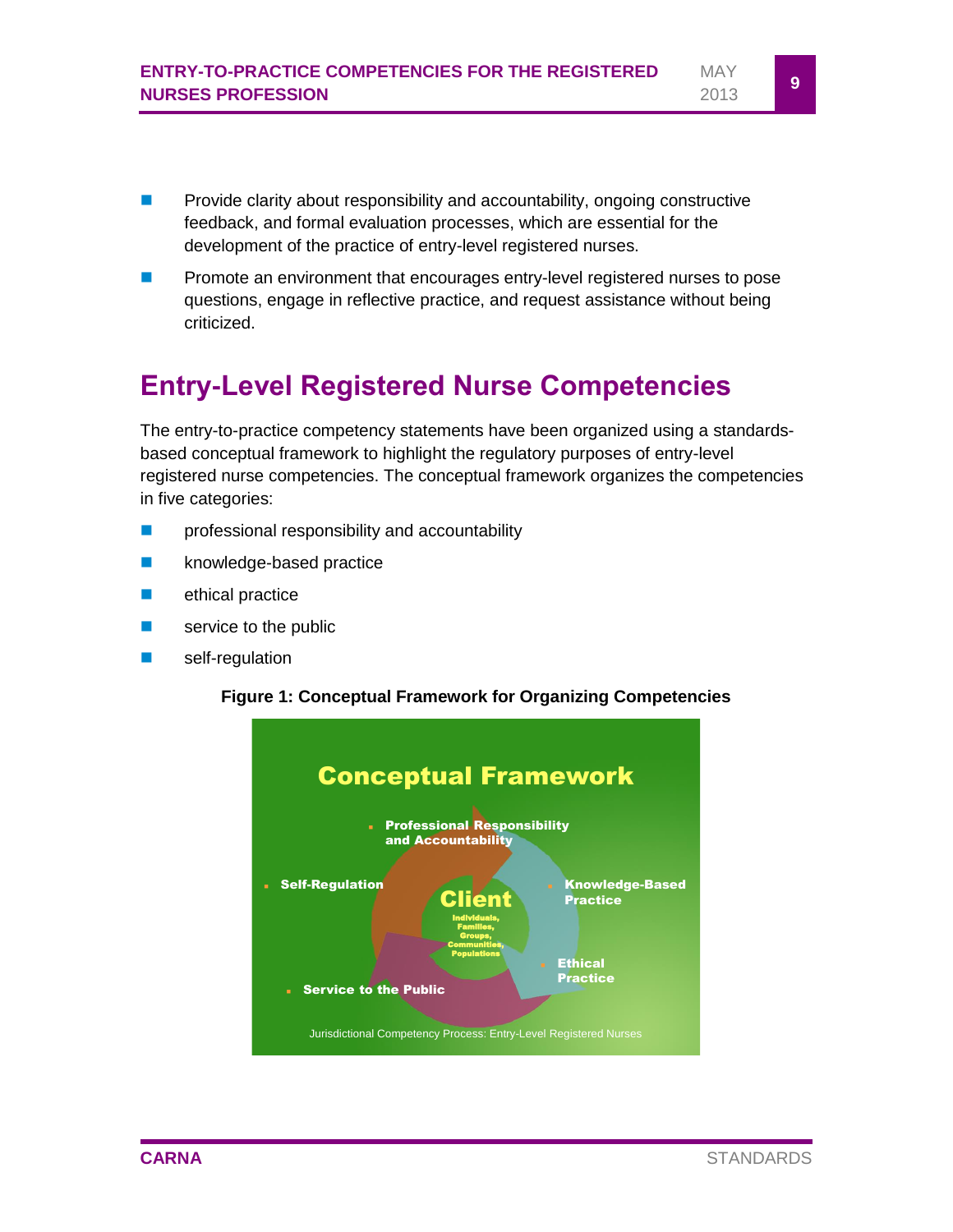- Provide clarity about responsibility and accountability, ongoing constructive feedback, and formal evaluation processes, which are essential for the development of the practice of entry-level registered nurses.
- Promote an environment that encourages entry-level registered nurses to pose questions, engage in reflective practice, and request assistance without being criticized.

## Entry-Level Registered Nurse Competencies

The entry-to-practice competency statements have been organized using a standards-based conceptual framework to highlight the regulatory purposes of entry-level registered nurse competencies. The conceptual framework organizes the competencies in five categories:

- professional responsibility and accountability
- knowledge-based practice
- ethical practice
- service to the public
- self-regulation

**Figure 1: Conceptual Framework for Organizing Competencies**

Conceptual Framework

- Professional Responsibility and Accountability
- Knowledge-Based Practice
- Ethical Practice
- Service to the Public
- Self-Regulation

Client
Individuals, Families, Groups, Communities, Populations

Jurisdictional Competency Process: Entry-Level Registered Nurses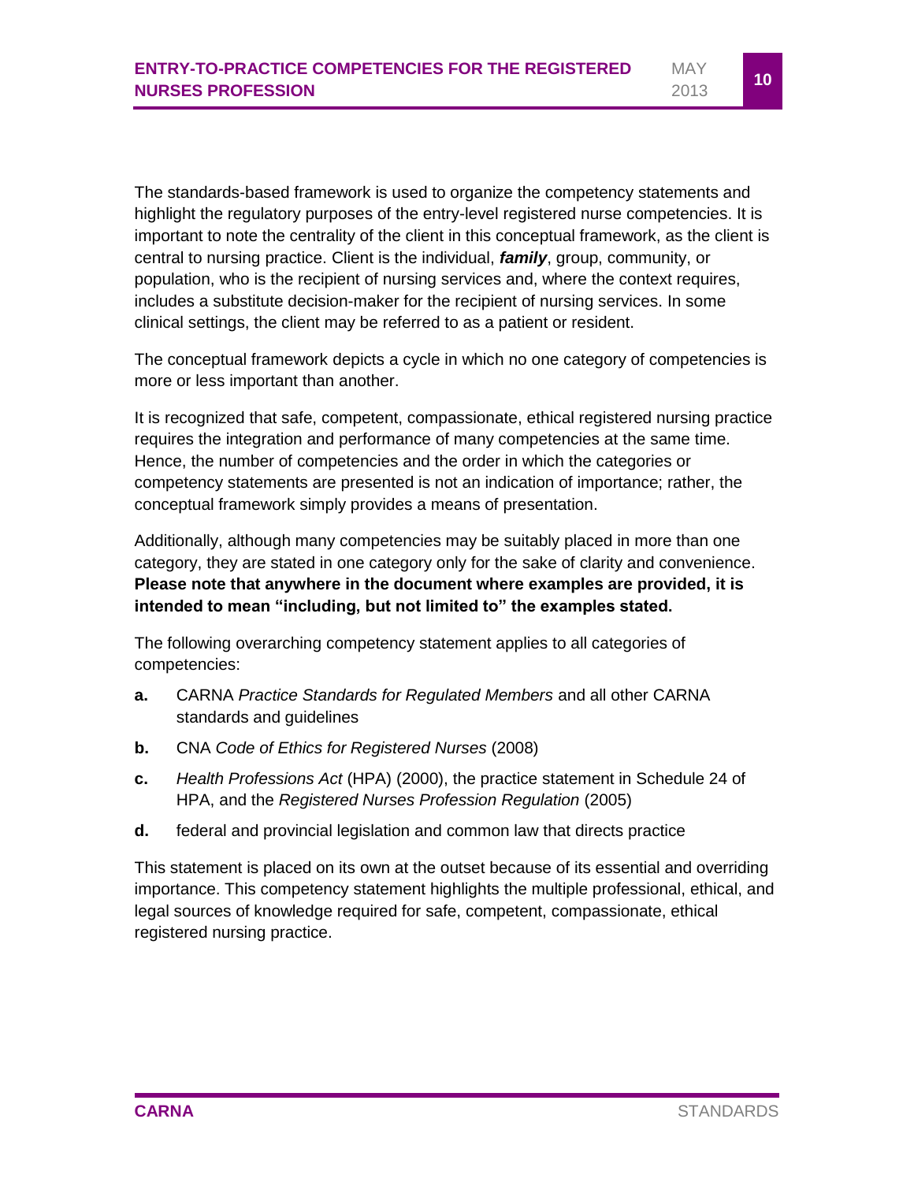The standards-based framework is used to organize the competency statements and highlight the regulatory purposes of the entry-level registered nurse competencies. It is important to note the centrality of the client in this conceptual framework, as the client is central to nursing practice. Client is the individual, ***family***, group, community, or population, who is the recipient of nursing services and, where the context requires, includes a substitute decision-maker for the recipient of nursing services. In some clinical settings, the client may be referred to as a patient or resident.

The conceptual framework depicts a cycle in which no one category of competencies is more or less important than another.

It is recognized that safe, competent, compassionate, ethical registered nursing practice requires the integration and performance of many competencies at the same time. Hence, the number of competencies and the order in which the categories or competency statements are presented is not an indication of importance; rather, the conceptual framework simply provides a means of presentation.

Additionally, although many competencies may be suitably placed in more than one category, they are stated in one category only for the sake of clarity and convenience. **Please note that anywhere in the document where examples are provided, it is intended to mean "including, but not limited to" the examples stated.**

The following overarching competency statement applies to all categories of competencies:

- **a.** CARNA *Practice Standards for Regulated Members* and all other CARNA standards and guidelines
- **b.** CNA *Code of Ethics for Registered Nurses* (2008)
- **c.** *Health Professions Act* (HPA) (2000), the practice statement in Schedule 24 of HPA, and the *Registered Nurses Profession Regulation* (2005)
- **d.** federal and provincial legislation and common law that directs practice

This statement is placed on its own at the outset because of its essential and overriding importance. This competency statement highlights the multiple professional, ethical, and legal sources of knowledge required for safe, competent, compassionate, ethical registered nursing practice.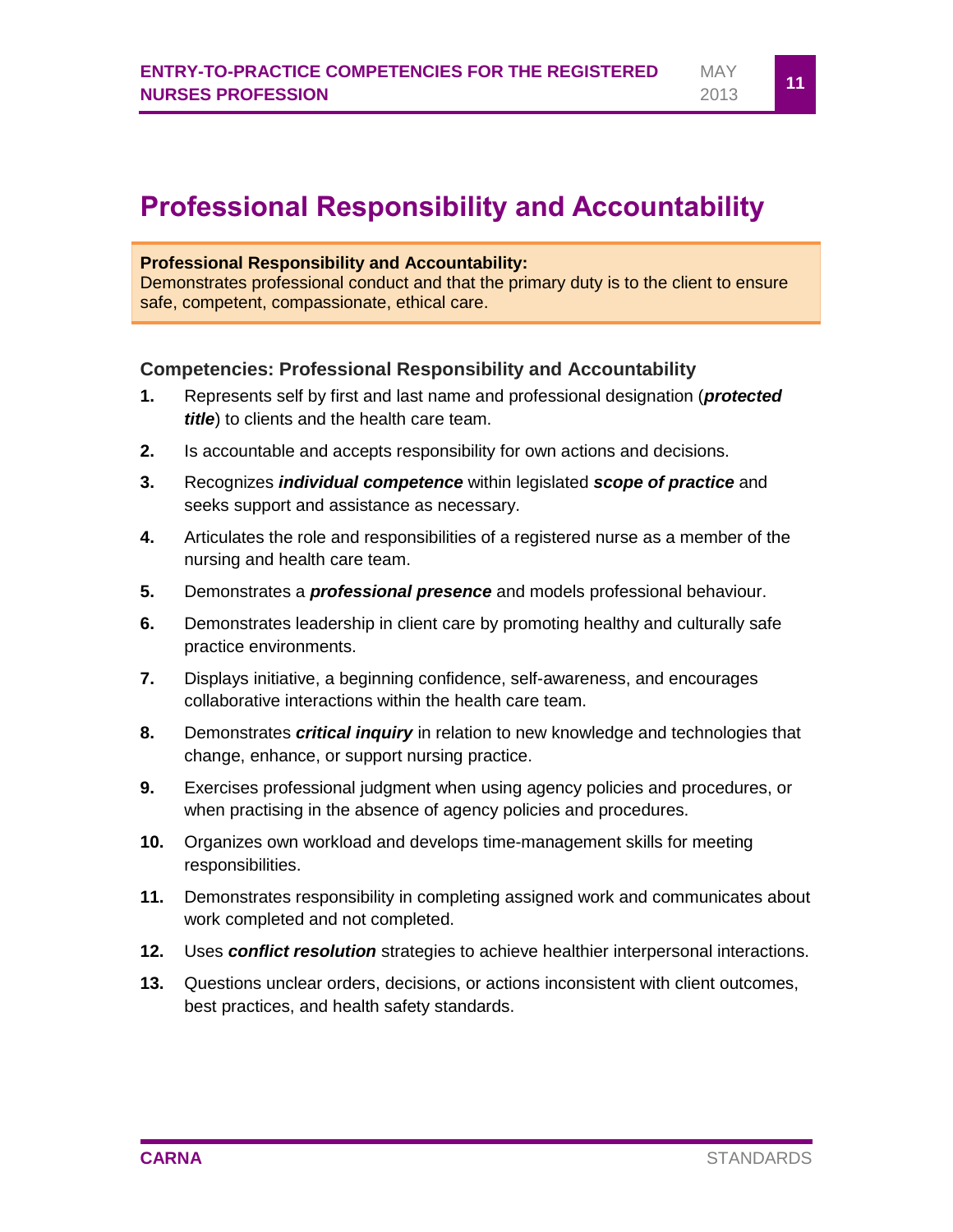# Professional Responsibility and Accountability

**Professional Responsibility and Accountability:**
Demonstrates professional conduct and that the primary duty is to the client to ensure safe, competent, compassionate, ethical care.

### Competencies: Professional Responsibility and Accountability

1. Represents self by first and last name and professional designation (***protected title***) to clients and the health care team.
2. Is accountable and accepts responsibility for own actions and decisions.
3. Recognizes ***individual competence*** within legislated ***scope of practice*** and seeks support and assistance as necessary.
4. Articulates the role and responsibilities of a registered nurse as a member of the nursing and health care team.
5. Demonstrates a ***professional presence*** and models professional behaviour.
6. Demonstrates leadership in client care by promoting healthy and culturally safe practice environments.
7. Displays initiative, a beginning confidence, self-awareness, and encourages collaborative interactions within the health care team.
8. Demonstrates ***critical inquiry*** in relation to new knowledge and technologies that change, enhance, or support nursing practice.
9. Exercises professional judgment when using agency policies and procedures, or when practising in the absence of agency policies and procedures.
10. Organizes own workload and develops time-management skills for meeting responsibilities.
11. Demonstrates responsibility in completing assigned work and communicates about work completed and not completed.
12. Uses ***conflict resolution*** strategies to achieve healthier interpersonal interactions.
13. Questions unclear orders, decisions, or actions inconsistent with client outcomes, best practices, and health safety standards.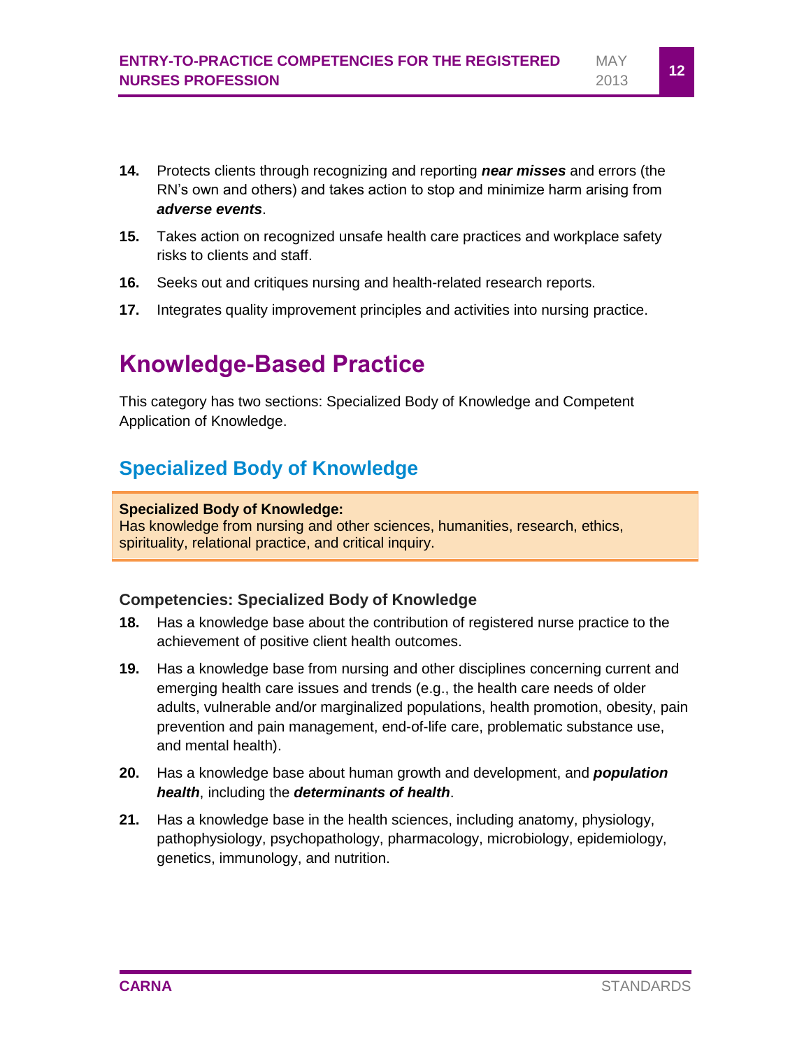14. Protects clients through recognizing and reporting ***near misses*** and errors (the RN's own and others) and takes action to stop and minimize harm arising from ***adverse events***.

15. Takes action on recognized unsafe health care practices and workplace safety risks to clients and staff.

16. Seeks out and critiques nursing and health-related research reports.

17. Integrates quality improvement principles and activities into nursing practice.

# Knowledge-Based Practice

This category has two sections: Specialized Body of Knowledge and Competent Application of Knowledge.

## Specialized Body of Knowledge

**Specialized Body of Knowledge:**
Has knowledge from nursing and other sciences, humanities, research, ethics, spirituality, relational practice, and critical inquiry.

### Competencies: Specialized Body of Knowledge

18. Has a knowledge base about the contribution of registered nurse practice to the achievement of positive client health outcomes.

19. Has a knowledge base from nursing and other disciplines concerning current and emerging health care issues and trends (e.g., the health care needs of older adults, vulnerable and/or marginalized populations, health promotion, obesity, pain prevention and pain management, end-of-life care, problematic substance use, and mental health).

20. Has a knowledge base about human growth and development, and ***population health***, including the ***determinants of health***.

21. Has a knowledge base in the health sciences, including anatomy, physiology, pathophysiology, psychopathology, pharmacology, microbiology, epidemiology, genetics, immunology, and nutrition.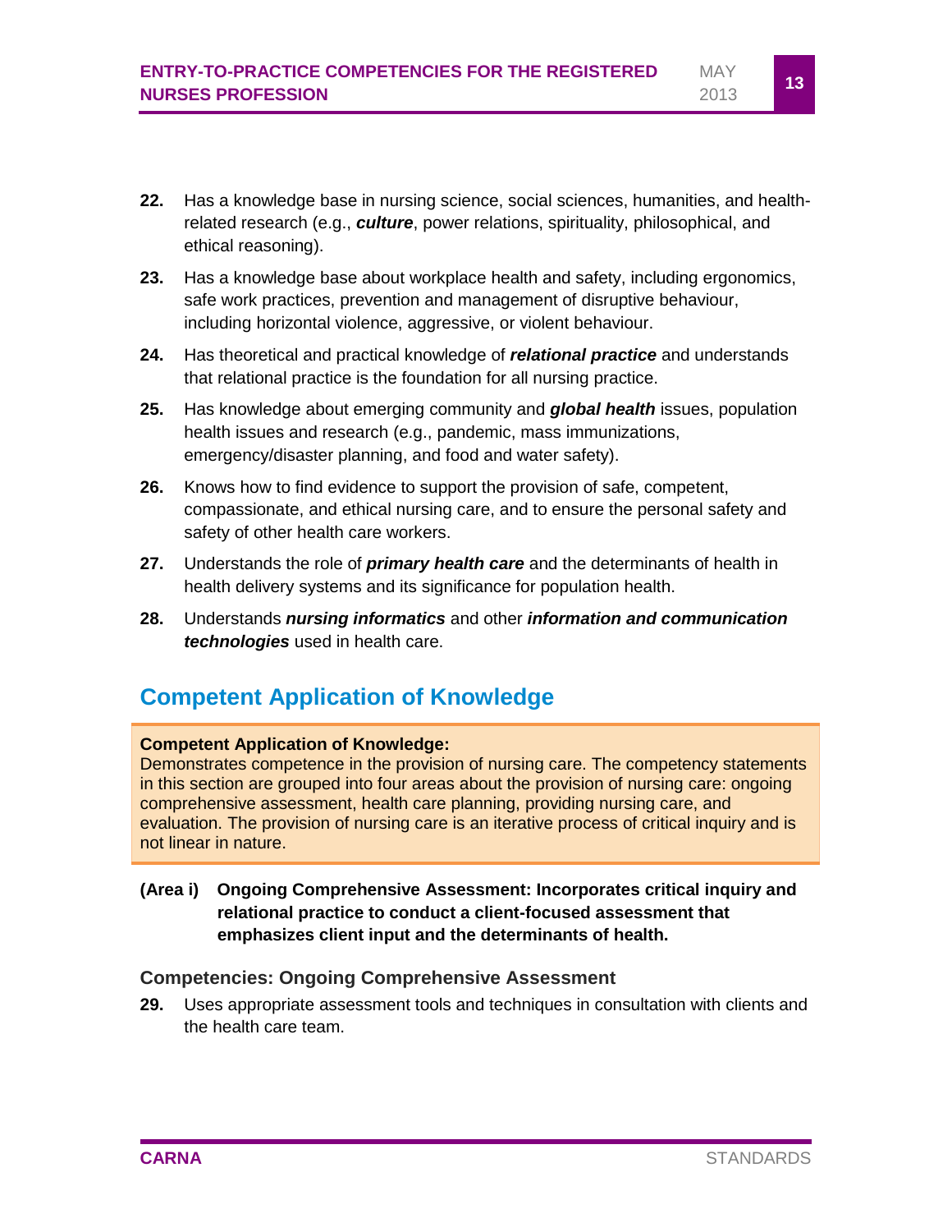**22.** Has a knowledge base in nursing science, social sciences, humanities, and health-related research (e.g., ***culture***, power relations, spirituality, philosophical, and ethical reasoning).

**23.** Has a knowledge base about workplace health and safety, including ergonomics, safe work practices, prevention and management of disruptive behaviour, including horizontal violence, aggressive, or violent behaviour.

**24.** Has theoretical and practical knowledge of ***relational practice*** and understands that relational practice is the foundation for all nursing practice.

**25.** Has knowledge about emerging community and ***global health*** issues, population health issues and research (e.g., pandemic, mass immunizations, emergency/disaster planning, and food and water safety).

**26.** Knows how to find evidence to support the provision of safe, competent, compassionate, and ethical nursing care, and to ensure the personal safety and safety of other health care workers.

**27.** Understands the role of ***primary health care*** and the determinants of health in health delivery systems and its significance for population health.

**28.** Understands ***nursing informatics*** and other ***information and communication technologies*** used in health care.

## Competent Application of Knowledge

**Competent Application of Knowledge:**
Demonstrates competence in the provision of nursing care. The competency statements in this section are grouped into four areas about the provision of nursing care: ongoing comprehensive assessment, health care planning, providing nursing care, and evaluation. The provision of nursing care is an iterative process of critical inquiry and is not linear in nature.

**(Area i) Ongoing Comprehensive Assessment: Incorporates critical inquiry and relational practice to conduct a client-focused assessment that emphasizes client input and the determinants of health.**

### Competencies: Ongoing Comprehensive Assessment

**29.** Uses appropriate assessment tools and techniques in consultation with clients and the health care team.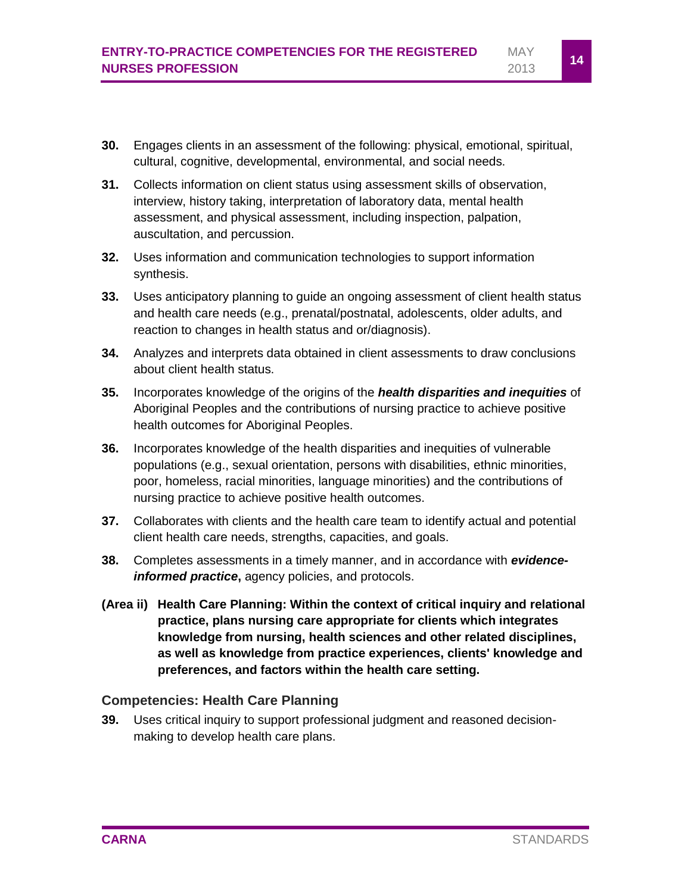**30.** Engages clients in an assessment of the following: physical, emotional, spiritual, cultural, cognitive, developmental, environmental, and social needs.

**31.** Collects information on client status using assessment skills of observation, interview, history taking, interpretation of laboratory data, mental health assessment, and physical assessment, including inspection, palpation, auscultation, and percussion.

**32.** Uses information and communication technologies to support information synthesis.

**33.** Uses anticipatory planning to guide an ongoing assessment of client health status and health care needs (e.g., prenatal/postnatal, adolescents, older adults, and reaction to changes in health status and or/diagnosis).

**34.** Analyzes and interprets data obtained in client assessments to draw conclusions about client health status.

**35.** Incorporates knowledge of the origins of the ***health disparities and inequities*** of Aboriginal Peoples and the contributions of nursing practice to achieve positive health outcomes for Aboriginal Peoples.

**36.** Incorporates knowledge of the health disparities and inequities of vulnerable populations (e.g., sexual orientation, persons with disabilities, ethnic minorities, poor, homeless, racial minorities, language minorities) and the contributions of nursing practice to achieve positive health outcomes.

**37.** Collaborates with clients and the health care team to identify actual and potential client health care needs, strengths, capacities, and goals.

**38.** Completes assessments in a timely manner, and in accordance with ***evidence-informed practice*****,** agency policies, and protocols.

**(Area ii) Health Care Planning: Within the context of critical inquiry and relational practice, plans nursing care appropriate for clients which integrates knowledge from nursing, health sciences and other related disciplines, as well as knowledge from practice experiences, clients' knowledge and preferences, and factors within the health care setting.**

### Competencies: Health Care Planning

**39.** Uses critical inquiry to support professional judgment and reasoned decision-making to develop health care plans.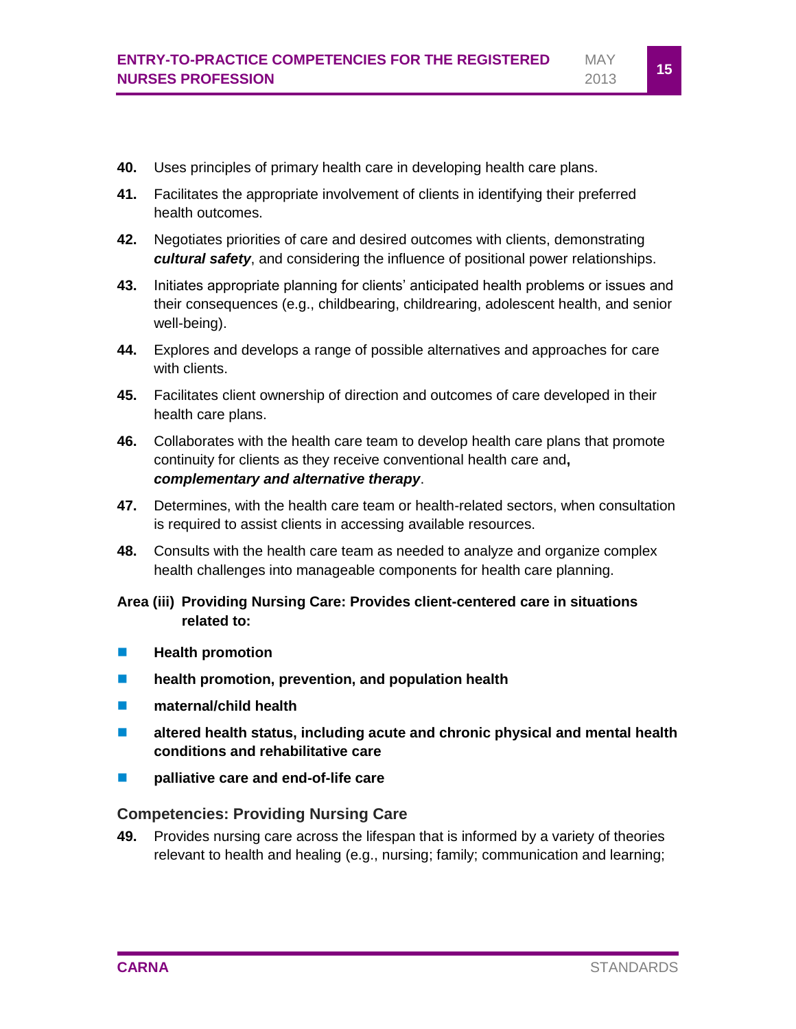**40.** Uses principles of primary health care in developing health care plans.

**41.** Facilitates the appropriate involvement of clients in identifying their preferred health outcomes.

**42.** Negotiates priorities of care and desired outcomes with clients, demonstrating ***cultural safety***, and considering the influence of positional power relationships.

**43.** Initiates appropriate planning for clients' anticipated health problems or issues and their consequences (e.g., childbearing, childrearing, adolescent health, and senior well-being).

**44.** Explores and develops a range of possible alternatives and approaches for care with clients.

**45.** Facilitates client ownership of direction and outcomes of care developed in their health care plans.

**46.** Collaborates with the health care team to develop health care plans that promote continuity for clients as they receive conventional health care and**,** ***complementary and alternative therapy***.

**47.** Determines, with the health care team or health-related sectors, when consultation is required to assist clients in accessing available resources.

**48.** Consults with the health care team as needed to analyze and organize complex health challenges into manageable components for health care planning.

**Area (iii) Providing Nursing Care: Provides client-centered care in situations related to:**

- **Health promotion**
- **health promotion, prevention, and population health**
- **maternal/child health**
- **altered health status, including acute and chronic physical and mental health conditions and rehabilitative care**
- **palliative care and end-of-life care**

### Competencies: Providing Nursing Care

**49.** Provides nursing care across the lifespan that is informed by a variety of theories relevant to health and healing (e.g., nursing; family; communication and learning;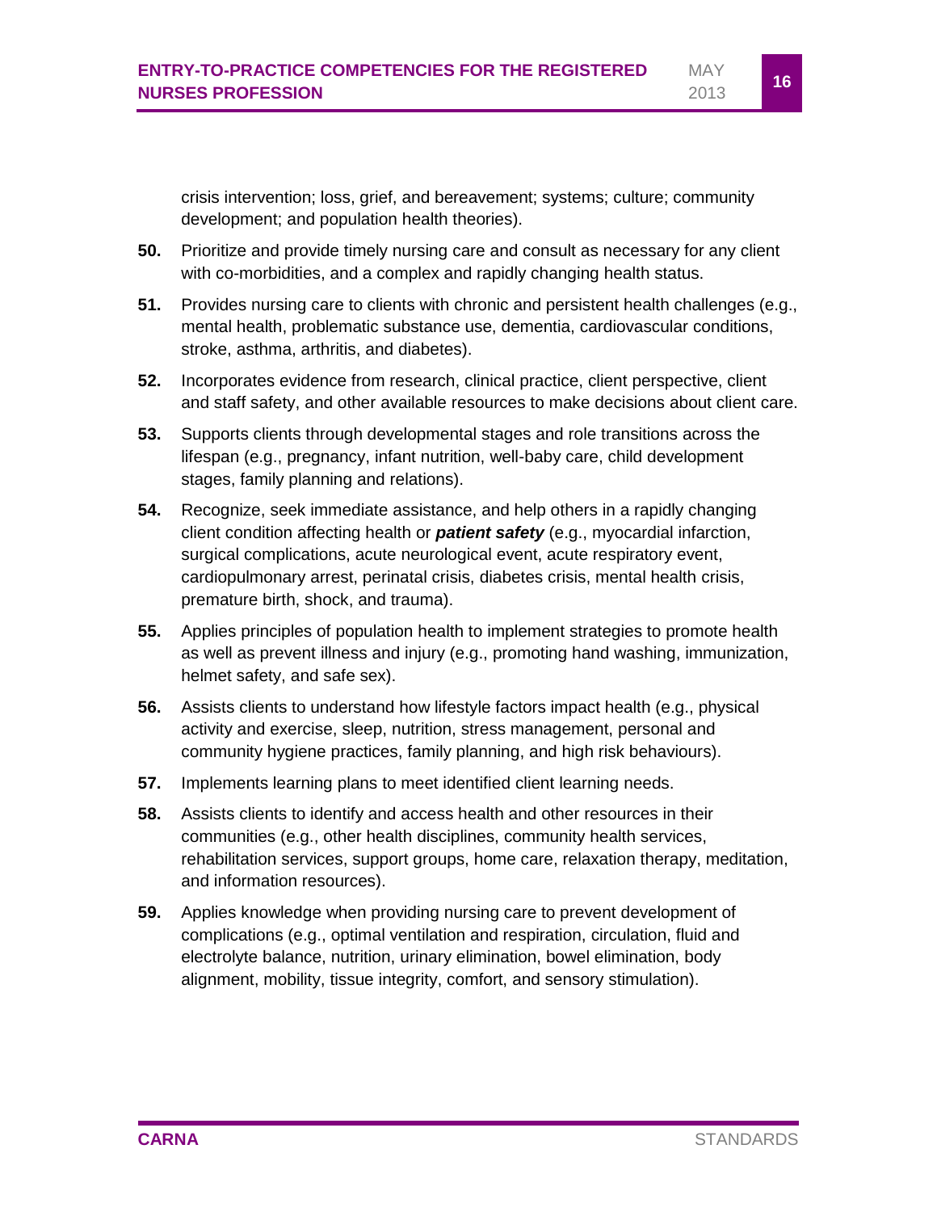crisis intervention; loss, grief, and bereavement; systems; culture; community development; and population health theories).

**50.** Prioritize and provide timely nursing care and consult as necessary for any client with co-morbidities, and a complex and rapidly changing health status.

**51.** Provides nursing care to clients with chronic and persistent health challenges (e.g., mental health, problematic substance use, dementia, cardiovascular conditions, stroke, asthma, arthritis, and diabetes).

**52.** Incorporates evidence from research, clinical practice, client perspective, client and staff safety, and other available resources to make decisions about client care.

**53.** Supports clients through developmental stages and role transitions across the lifespan (e.g., pregnancy, infant nutrition, well-baby care, child development stages, family planning and relations).

**54.** Recognize, seek immediate assistance, and help others in a rapidly changing client condition affecting health or ***patient safety*** (e.g., myocardial infarction, surgical complications, acute neurological event, acute respiratory event, cardiopulmonary arrest, perinatal crisis, diabetes crisis, mental health crisis, premature birth, shock, and trauma).

**55.** Applies principles of population health to implement strategies to promote health as well as prevent illness and injury (e.g., promoting hand washing, immunization, helmet safety, and safe sex).

**56.** Assists clients to understand how lifestyle factors impact health (e.g., physical activity and exercise, sleep, nutrition, stress management, personal and community hygiene practices, family planning, and high risk behaviours).

**57.** Implements learning plans to meet identified client learning needs.

**58.** Assists clients to identify and access health and other resources in their communities (e.g., other health disciplines, community health services, rehabilitation services, support groups, home care, relaxation therapy, meditation, and information resources).

**59.** Applies knowledge when providing nursing care to prevent development of complications (e.g., optimal ventilation and respiration, circulation, fluid and electrolyte balance, nutrition, urinary elimination, bowel elimination, body alignment, mobility, tissue integrity, comfort, and sensory stimulation).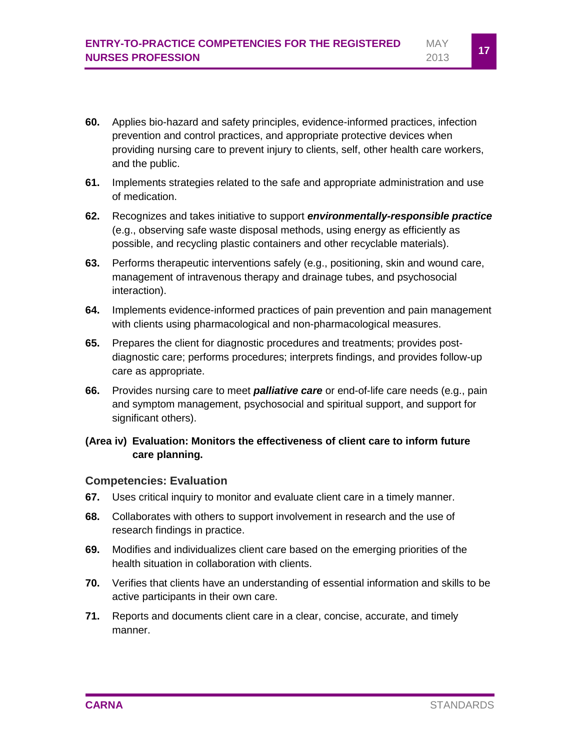**60.** Applies bio-hazard and safety principles, evidence-informed practices, infection prevention and control practices, and appropriate protective devices when providing nursing care to prevent injury to clients, self, other health care workers, and the public.

**61.** Implements strategies related to the safe and appropriate administration and use of medication.

**62.** Recognizes and takes initiative to support ***environmentally-responsible practice*** (e.g., observing safe waste disposal methods, using energy as efficiently as possible, and recycling plastic containers and other recyclable materials).

**63.** Performs therapeutic interventions safely (e.g., positioning, skin and wound care, management of intravenous therapy and drainage tubes, and psychosocial interaction).

**64.** Implements evidence-informed practices of pain prevention and pain management with clients using pharmacological and non-pharmacological measures.

**65.** Prepares the client for diagnostic procedures and treatments; provides post-diagnostic care; performs procedures; interprets findings, and provides follow-up care as appropriate.

**66.** Provides nursing care to meet ***palliative care*** or end-of-life care needs (e.g., pain and symptom management, psychosocial and spiritual support, and support for significant others).

**(Area iv) Evaluation: Monitors the effectiveness of client care to inform future care planning.**

### Competencies: Evaluation

**67.** Uses critical inquiry to monitor and evaluate client care in a timely manner.

**68.** Collaborates with others to support involvement in research and the use of research findings in practice.

**69.** Modifies and individualizes client care based on the emerging priorities of the health situation in collaboration with clients.

**70.** Verifies that clients have an understanding of essential information and skills to be active participants in their own care.

**71.** Reports and documents client care in a clear, concise, accurate, and timely manner.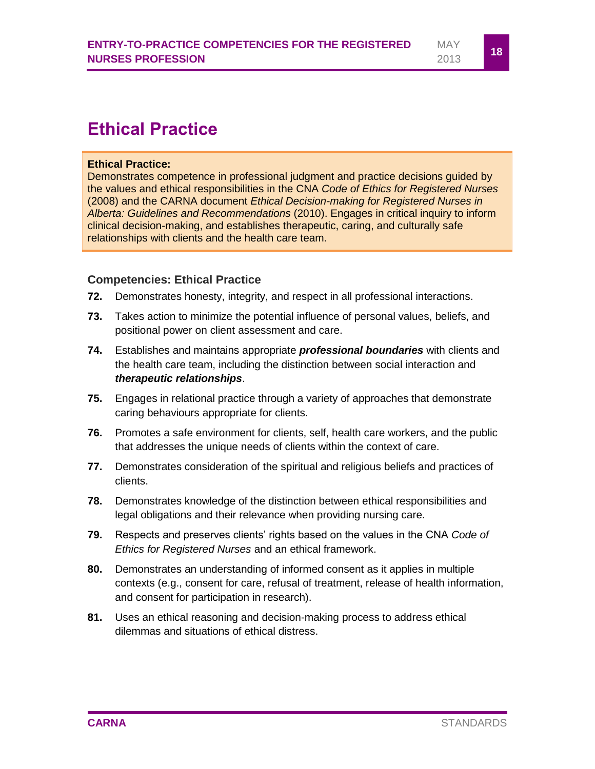# Ethical Practice

**Ethical Practice:**
Demonstrates competence in professional judgment and practice decisions guided by the values and ethical responsibilities in the CNA *Code of Ethics for Registered Nurses* (2008) and the CARNA document *Ethical Decision-making for Registered Nurses in Alberta: Guidelines and Recommendations* (2010). Engages in critical inquiry to inform clinical decision-making, and establishes therapeutic, caring, and culturally safe relationships with clients and the health care team.

### Competencies: Ethical Practice

**72.** Demonstrates honesty, integrity, and respect in all professional interactions.

**73.** Takes action to minimize the potential influence of personal values, beliefs, and positional power on client assessment and care.

**74.** Establishes and maintains appropriate ***professional boundaries*** with clients and the health care team, including the distinction between social interaction and ***therapeutic relationships***.

**75.** Engages in relational practice through a variety of approaches that demonstrate caring behaviours appropriate for clients.

**76.** Promotes a safe environment for clients, self, health care workers, and the public that addresses the unique needs of clients within the context of care.

**77.** Demonstrates consideration of the spiritual and religious beliefs and practices of clients.

**78.** Demonstrates knowledge of the distinction between ethical responsibilities and legal obligations and their relevance when providing nursing care.

**79.** Respects and preserves clients' rights based on the values in the CNA *Code of Ethics for Registered Nurses* and an ethical framework.

**80.** Demonstrates an understanding of informed consent as it applies in multiple contexts (e.g., consent for care, refusal of treatment, release of health information, and consent for participation in research).

**81.** Uses an ethical reasoning and decision-making process to address ethical dilemmas and situations of ethical distress.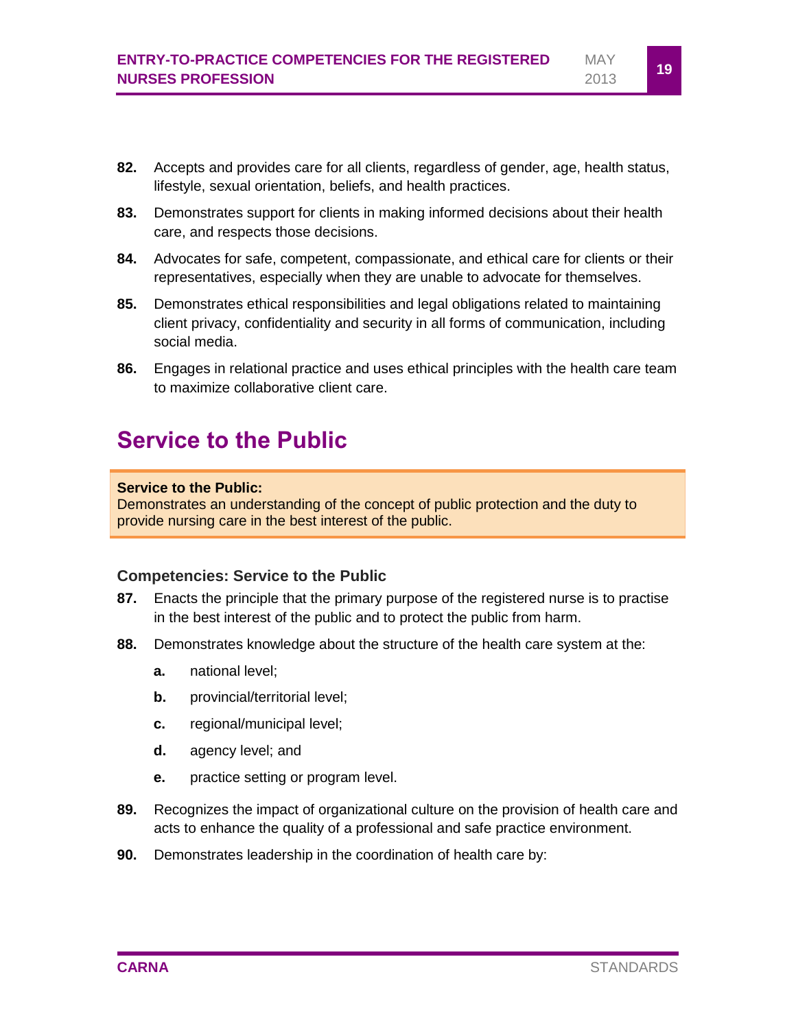82. Accepts and provides care for all clients, regardless of gender, age, health status, lifestyle, sexual orientation, beliefs, and health practices.

83. Demonstrates support for clients in making informed decisions about their health care, and respects those decisions.

84. Advocates for safe, competent, compassionate, and ethical care for clients or their representatives, especially when they are unable to advocate for themselves.

85. Demonstrates ethical responsibilities and legal obligations related to maintaining client privacy, confidentiality and security in all forms of communication, including social media.

86. Engages in relational practice and uses ethical principles with the health care team to maximize collaborative client care.

# Service to the Public

**Service to the Public:**
Demonstrates an understanding of the concept of public protection and the duty to provide nursing care in the best interest of the public.

### Competencies: Service to the Public

87. Enacts the principle that the primary purpose of the registered nurse is to practise in the best interest of the public and to protect the public from harm.

88. Demonstrates knowledge about the structure of the health care system at the:

    a. national level;

    b. provincial/territorial level;

    c. regional/municipal level;

    d. agency level; and

    e. practice setting or program level.

89. Recognizes the impact of organizational culture on the provision of health care and acts to enhance the quality of a professional and safe practice environment.

90. Demonstrates leadership in the coordination of health care by: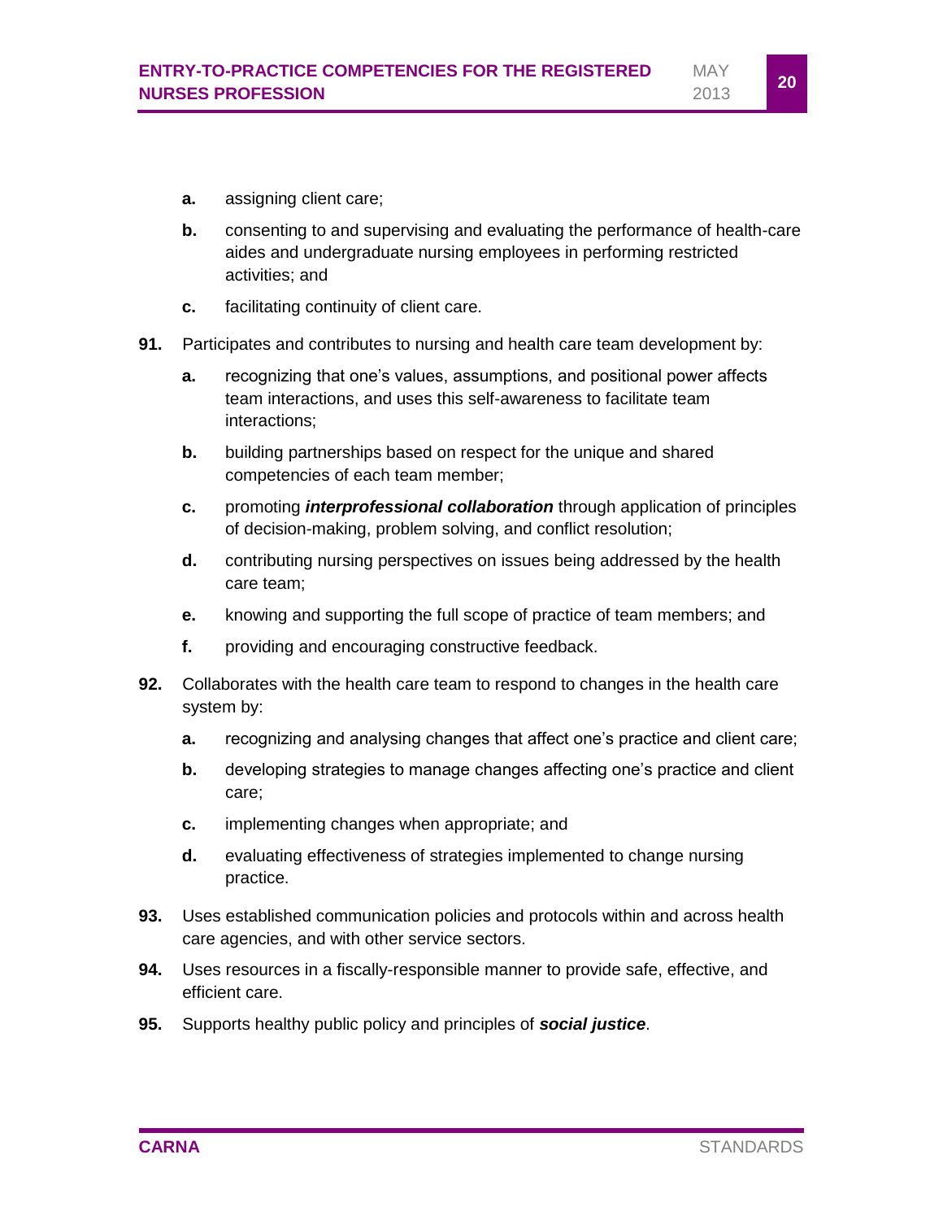a. assigning client care;

   b. consenting to and supervising and evaluating the performance of health-care aides and undergraduate nursing employees in performing restricted activities; and

   c. facilitating continuity of client care.

**91.** Participates and contributes to nursing and health care team development by:

   **a.** recognizing that one's values, assumptions, and positional power affects team interactions, and uses this self-awareness to facilitate team interactions;

   **b.** building partnerships based on respect for the unique and shared competencies of each team member;

   **c.** promoting ***interprofessional collaboration*** through application of principles of decision-making, problem solving, and conflict resolution;

   **d.** contributing nursing perspectives on issues being addressed by the health care team;

   **e.** knowing and supporting the full scope of practice of team members; and

   **f.** providing and encouraging constructive feedback.

**92.** Collaborates with the health care team to respond to changes in the health care system by:

   **a.** recognizing and analysing changes that affect one's practice and client care;

   **b.** developing strategies to manage changes affecting one's practice and client care;

   **c.** implementing changes when appropriate; and

   **d.** evaluating effectiveness of strategies implemented to change nursing practice.

**93.** Uses established communication policies and protocols within and across health care agencies, and with other service sectors.

**94.** Uses resources in a fiscally-responsible manner to provide safe, effective, and efficient care.

**95.** Supports healthy public policy and principles of ***social justice***.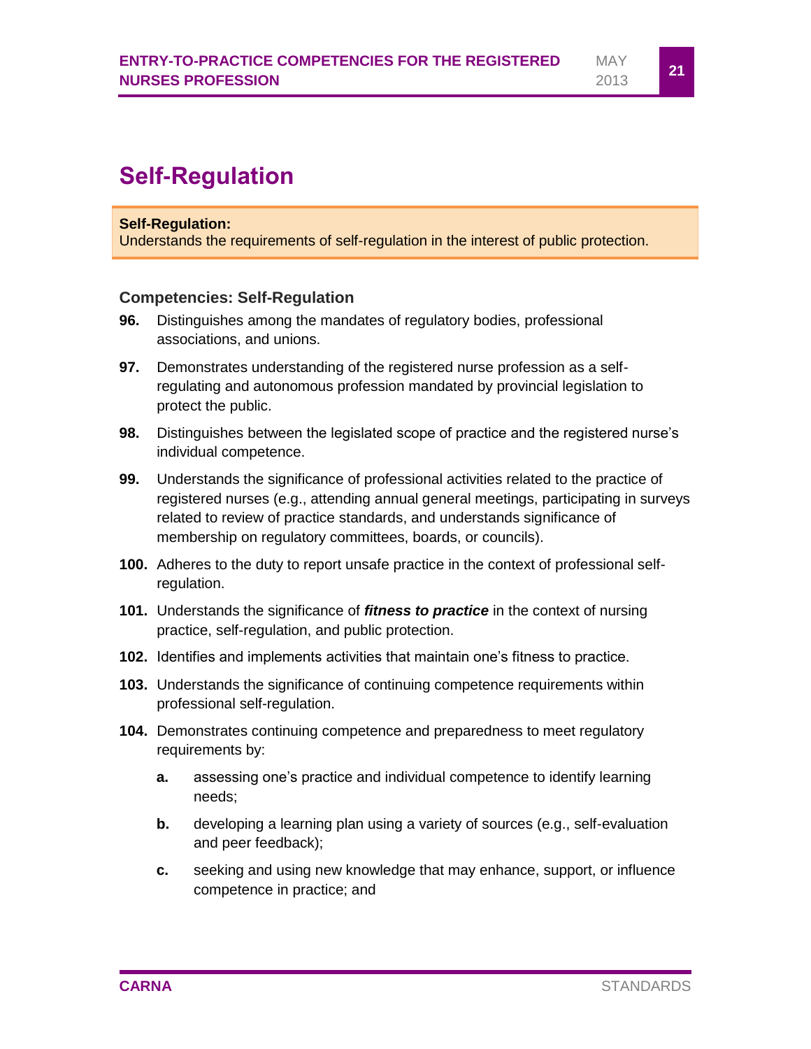# Self-Regulation

**Self-Regulation:**
Understands the requirements of self-regulation in the interest of public protection.

### Competencies: Self-Regulation

**96.** Distinguishes among the mandates of regulatory bodies, professional associations, and unions.

**97.** Demonstrates understanding of the registered nurse profession as a self-regulating and autonomous profession mandated by provincial legislation to protect the public.

**98.** Distinguishes between the legislated scope of practice and the registered nurse's individual competence.

**99.** Understands the significance of professional activities related to the practice of registered nurses (e.g., attending annual general meetings, participating in surveys related to review of practice standards, and understands significance of membership on regulatory committees, boards, or councils).

**100.** Adheres to the duty to report unsafe practice in the context of professional self-regulation.

**101.** Understands the significance of ***fitness to practice*** in the context of nursing practice, self-regulation, and public protection.

**102.** Identifies and implements activities that maintain one's fitness to practice.

**103.** Understands the significance of continuing competence requirements within professional self-regulation.

**104.** Demonstrates continuing competence and preparedness to meet regulatory requirements by:

- **a.** assessing one's practice and individual competence to identify learning needs;
- **b.** developing a learning plan using a variety of sources (e.g., self-evaluation and peer feedback);
- **c.** seeking and using new knowledge that may enhance, support, or influence competence in practice; and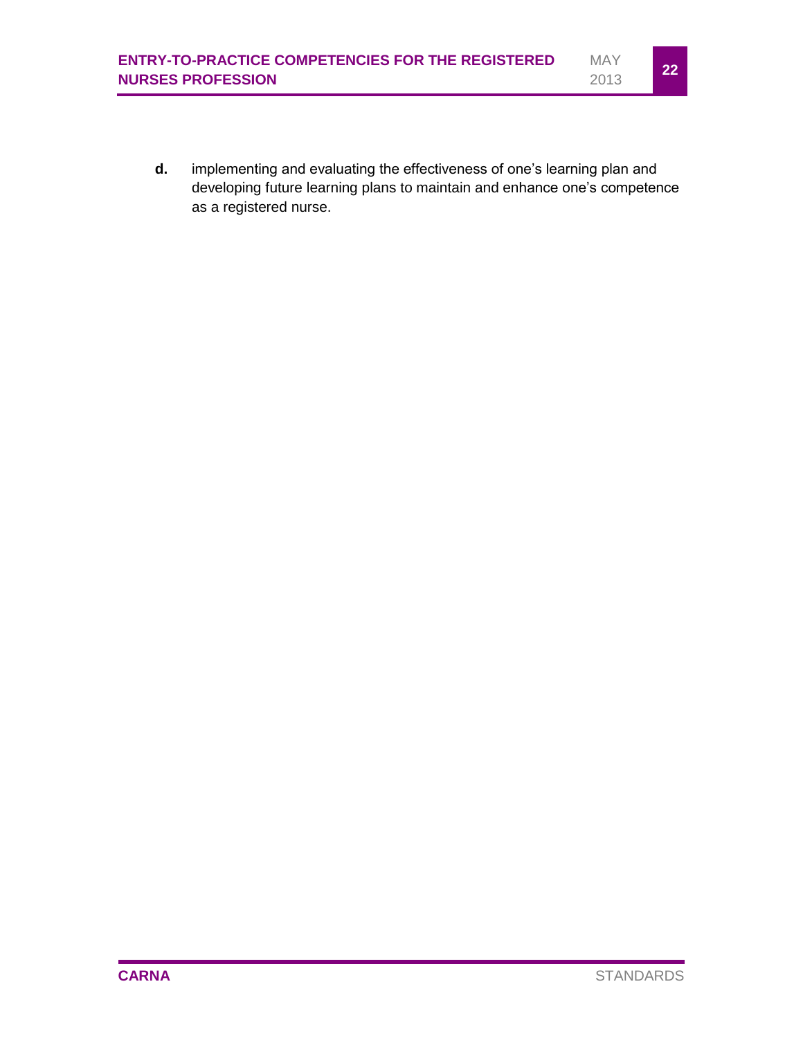**d.** implementing and evaluating the effectiveness of one's learning plan and developing future learning plans to maintain and enhance one's competence as a registered nurse.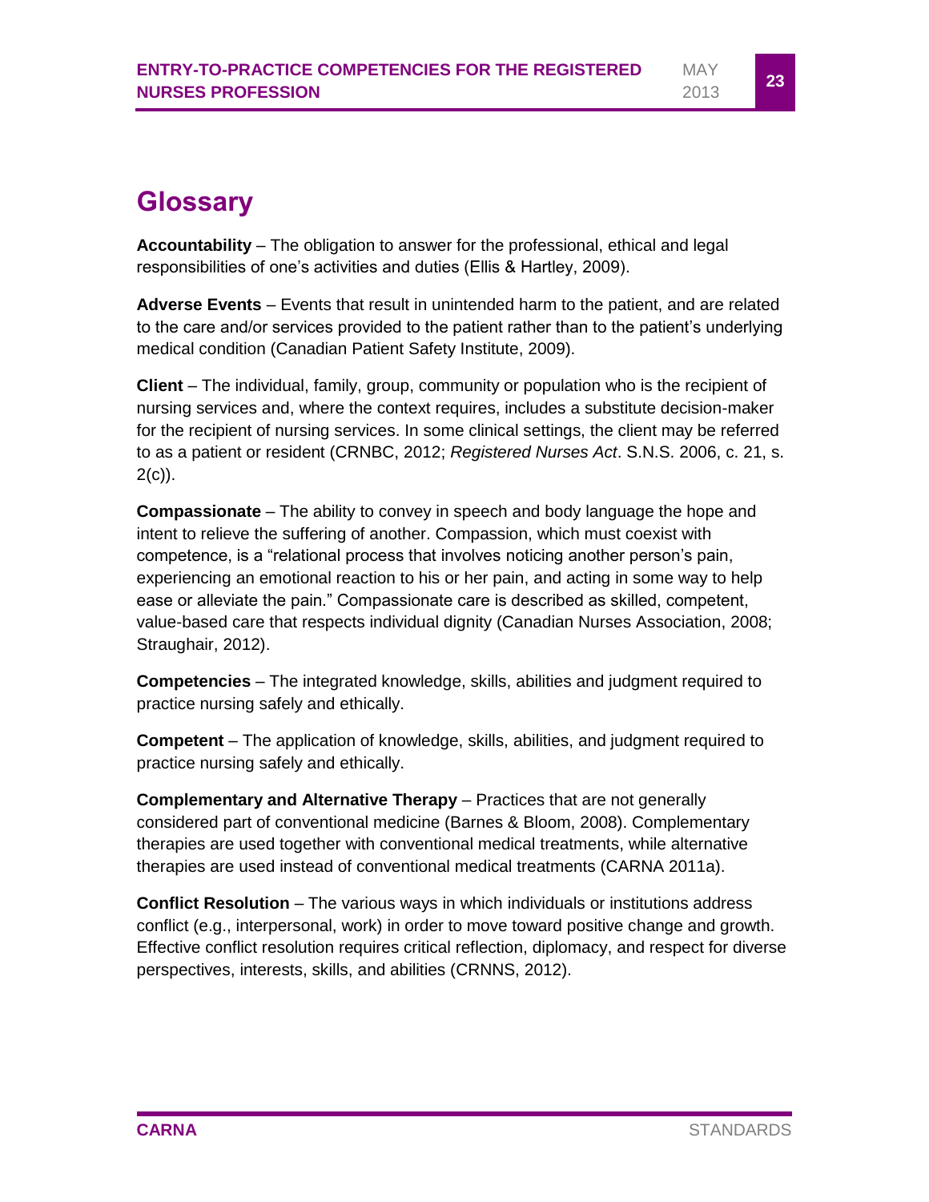# Glossary

**Accountability** – The obligation to answer for the professional, ethical and legal responsibilities of one's activities and duties (Ellis & Hartley, 2009).

**Adverse Events** – Events that result in unintended harm to the patient, and are related to the care and/or services provided to the patient rather than to the patient's underlying medical condition (Canadian Patient Safety Institute, 2009).

**Client** – The individual, family, group, community or population who is the recipient of nursing services and, where the context requires, includes a substitute decision-maker for the recipient of nursing services. In some clinical settings, the client may be referred to as a patient or resident (CRNBC, 2012; *Registered Nurses Act*. S.N.S. 2006, c. 21, s. 2(c)).

**Compassionate** – The ability to convey in speech and body language the hope and intent to relieve the suffering of another. Compassion, which must coexist with competence, is a "relational process that involves noticing another person's pain, experiencing an emotional reaction to his or her pain, and acting in some way to help ease or alleviate the pain." Compassionate care is described as skilled, competent, value-based care that respects individual dignity (Canadian Nurses Association, 2008; Straughair, 2012).

**Competencies** – The integrated knowledge, skills, abilities and judgment required to practice nursing safely and ethically.

**Competent** – The application of knowledge, skills, abilities, and judgment required to practice nursing safely and ethically.

**Complementary and Alternative Therapy** – Practices that are not generally considered part of conventional medicine (Barnes & Bloom, 2008). Complementary therapies are used together with conventional medical treatments, while alternative therapies are used instead of conventional medical treatments (CARNA 2011a).

**Conflict Resolution** – The various ways in which individuals or institutions address conflict (e.g., interpersonal, work) in order to move toward positive change and growth. Effective conflict resolution requires critical reflection, diplomacy, and respect for diverse perspectives, interests, skills, and abilities (CRNNS, 2012).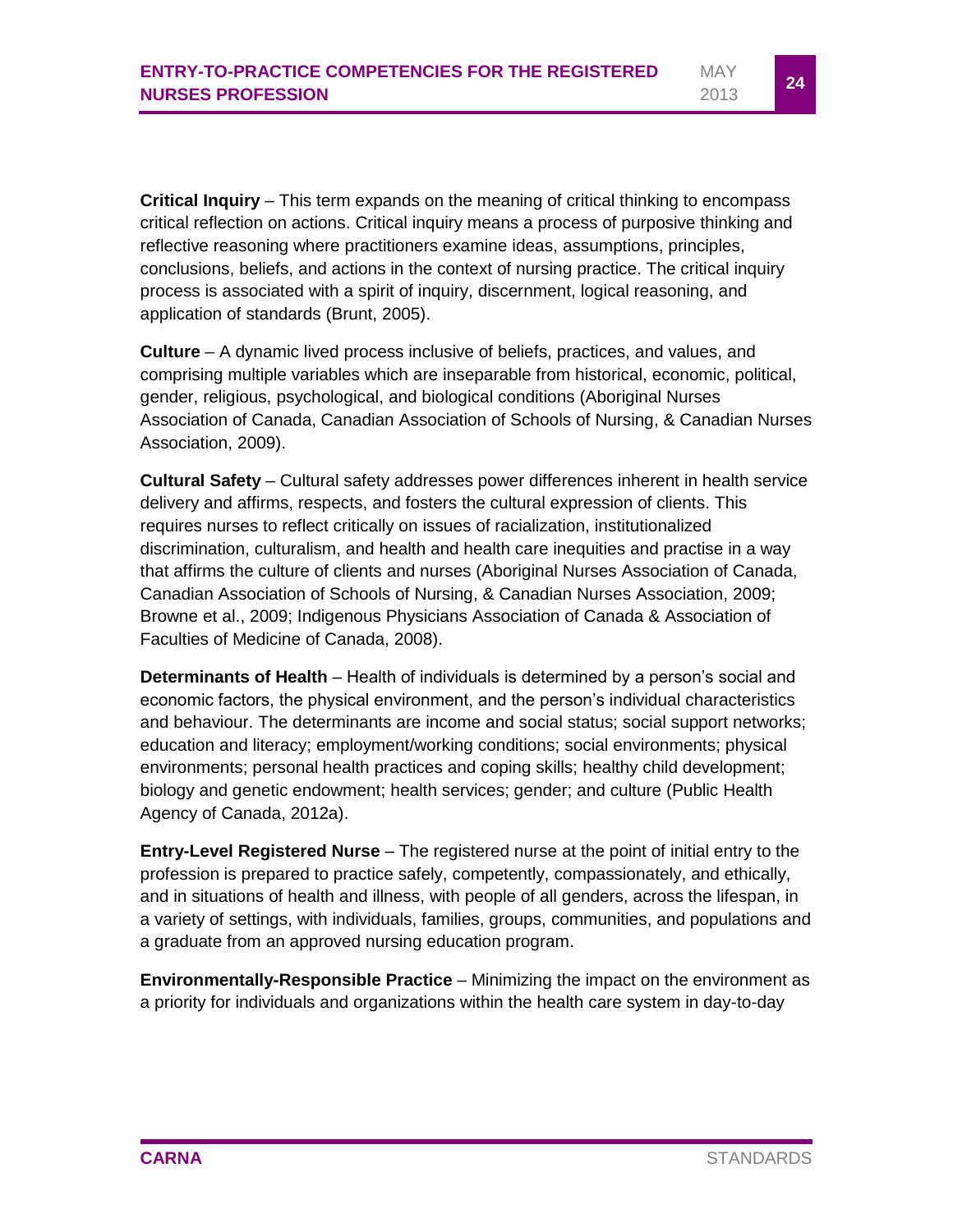**Critical Inquiry** – This term expands on the meaning of critical thinking to encompass critical reflection on actions. Critical inquiry means a process of purposive thinking and reflective reasoning where practitioners examine ideas, assumptions, principles, conclusions, beliefs, and actions in the context of nursing practice. The critical inquiry process is associated with a spirit of inquiry, discernment, logical reasoning, and application of standards (Brunt, 2005).

**Culture** – A dynamic lived process inclusive of beliefs, practices, and values, and comprising multiple variables which are inseparable from historical, economic, political, gender, religious, psychological, and biological conditions (Aboriginal Nurses Association of Canada, Canadian Association of Schools of Nursing, & Canadian Nurses Association, 2009).

**Cultural Safety** – Cultural safety addresses power differences inherent in health service delivery and affirms, respects, and fosters the cultural expression of clients. This requires nurses to reflect critically on issues of racialization, institutionalized discrimination, culturalism, and health and health care inequities and practise in a way that affirms the culture of clients and nurses (Aboriginal Nurses Association of Canada, Canadian Association of Schools of Nursing, & Canadian Nurses Association, 2009; Browne et al., 2009; Indigenous Physicians Association of Canada & Association of Faculties of Medicine of Canada, 2008).

**Determinants of Health** – Health of individuals is determined by a person's social and economic factors, the physical environment, and the person's individual characteristics and behaviour. The determinants are income and social status; social support networks; education and literacy; employment/working conditions; social environments; physical environments; personal health practices and coping skills; healthy child development; biology and genetic endowment; health services; gender; and culture (Public Health Agency of Canada, 2012a).

**Entry-Level Registered Nurse** – The registered nurse at the point of initial entry to the profession is prepared to practice safely, competently, compassionately, and ethically, and in situations of health and illness, with people of all genders, across the lifespan, in a variety of settings, with individuals, families, groups, communities, and populations and a graduate from an approved nursing education program.

**Environmentally-Responsible Practice** – Minimizing the impact on the environment as a priority for individuals and organizations within the health care system in day-to-day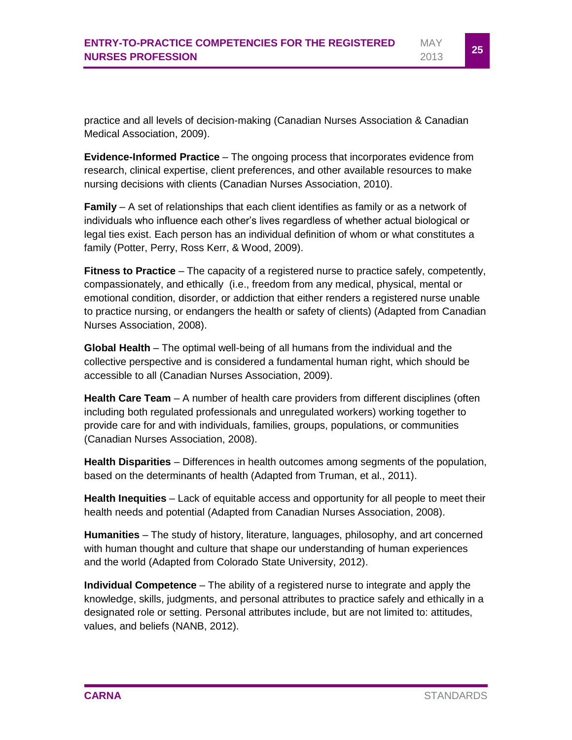practice and all levels of decision-making (Canadian Nurses Association & Canadian Medical Association, 2009).

**Evidence-Informed Practice** – The ongoing process that incorporates evidence from research, clinical expertise, client preferences, and other available resources to make nursing decisions with clients (Canadian Nurses Association, 2010).

**Family** – A set of relationships that each client identifies as family or as a network of individuals who influence each other's lives regardless of whether actual biological or legal ties exist. Each person has an individual definition of whom or what constitutes a family (Potter, Perry, Ross Kerr, & Wood, 2009).

**Fitness to Practice** – The capacity of a registered nurse to practice safely, competently, compassionately, and ethically (i.e., freedom from any medical, physical, mental or emotional condition, disorder, or addiction that either renders a registered nurse unable to practice nursing, or endangers the health or safety of clients) (Adapted from Canadian Nurses Association, 2008).

**Global Health** – The optimal well-being of all humans from the individual and the collective perspective and is considered a fundamental human right, which should be accessible to all (Canadian Nurses Association, 2009).

**Health Care Team** – A number of health care providers from different disciplines (often including both regulated professionals and unregulated workers) working together to provide care for and with individuals, families, groups, populations, or communities (Canadian Nurses Association, 2008).

**Health Disparities** – Differences in health outcomes among segments of the population, based on the determinants of health (Adapted from Truman, et al., 2011).

**Health Inequities** – Lack of equitable access and opportunity for all people to meet their health needs and potential (Adapted from Canadian Nurses Association, 2008).

**Humanities** – The study of history, literature, languages, philosophy, and art concerned with human thought and culture that shape our understanding of human experiences and the world (Adapted from Colorado State University, 2012).

**Individual Competence** – The ability of a registered nurse to integrate and apply the knowledge, skills, judgments, and personal attributes to practice safely and ethically in a designated role or setting. Personal attributes include, but are not limited to: attitudes, values, and beliefs (NANB, 2012).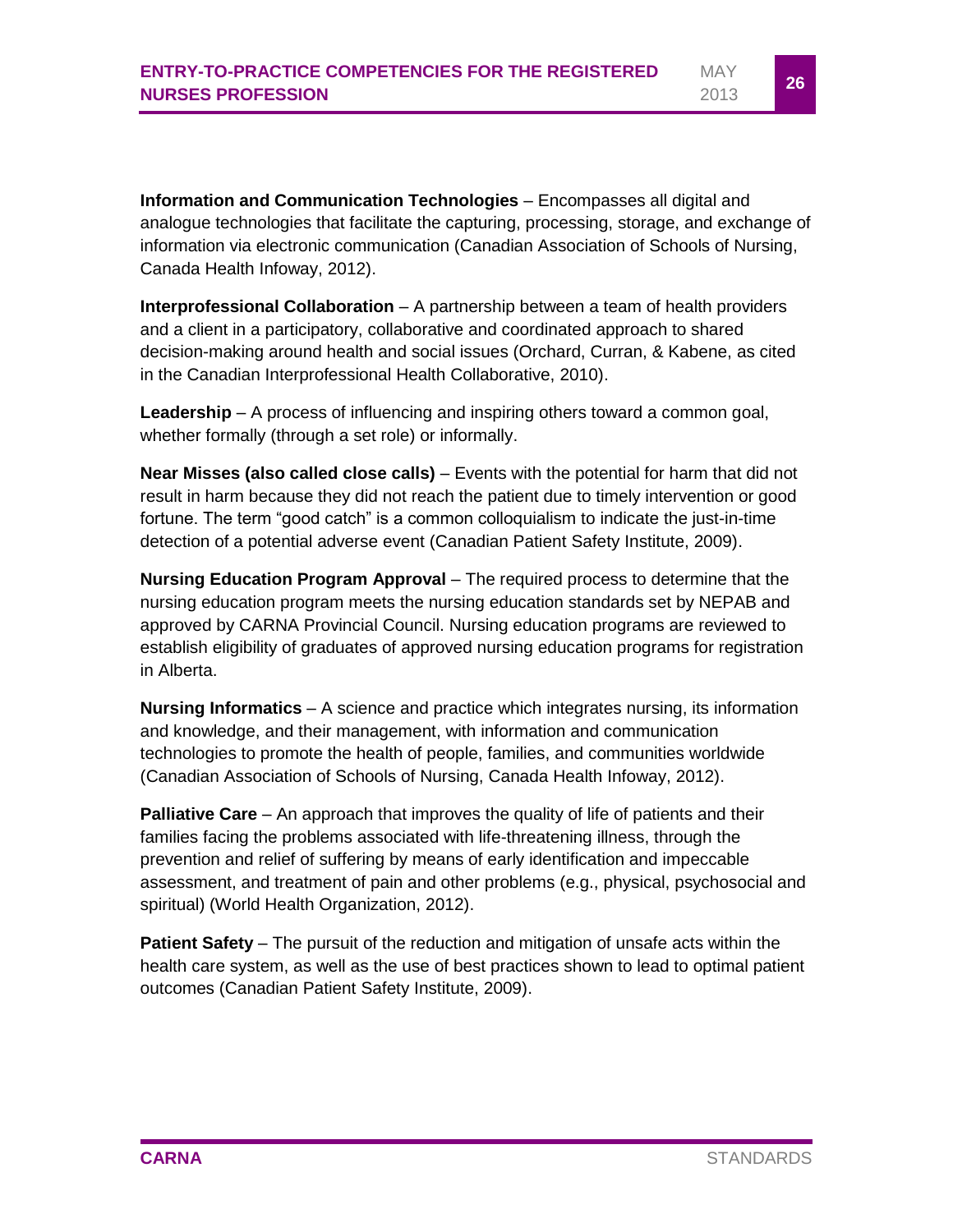**Information and Communication Technologies** – Encompasses all digital and analogue technologies that facilitate the capturing, processing, storage, and exchange of information via electronic communication (Canadian Association of Schools of Nursing, Canada Health Infoway, 2012).

**Interprofessional Collaboration** – A partnership between a team of health providers and a client in a participatory, collaborative and coordinated approach to shared decision-making around health and social issues (Orchard, Curran, & Kabene, as cited in the Canadian Interprofessional Health Collaborative, 2010).

**Leadership** – A process of influencing and inspiring others toward a common goal, whether formally (through a set role) or informally.

**Near Misses (also called close calls)** – Events with the potential for harm that did not result in harm because they did not reach the patient due to timely intervention or good fortune. The term "good catch" is a common colloquialism to indicate the just-in-time detection of a potential adverse event (Canadian Patient Safety Institute, 2009).

**Nursing Education Program Approval** – The required process to determine that the nursing education program meets the nursing education standards set by NEPAB and approved by CARNA Provincial Council. Nursing education programs are reviewed to establish eligibility of graduates of approved nursing education programs for registration in Alberta.

**Nursing Informatics** – A science and practice which integrates nursing, its information and knowledge, and their management, with information and communication technologies to promote the health of people, families, and communities worldwide (Canadian Association of Schools of Nursing, Canada Health Infoway, 2012).

**Palliative Care** – An approach that improves the quality of life of patients and their families facing the problems associated with life-threatening illness, through the prevention and relief of suffering by means of early identification and impeccable assessment, and treatment of pain and other problems (e.g., physical, psychosocial and spiritual) (World Health Organization, 2012).

**Patient Safety** – The pursuit of the reduction and mitigation of unsafe acts within the health care system, as well as the use of best practices shown to lead to optimal patient outcomes (Canadian Patient Safety Institute, 2009).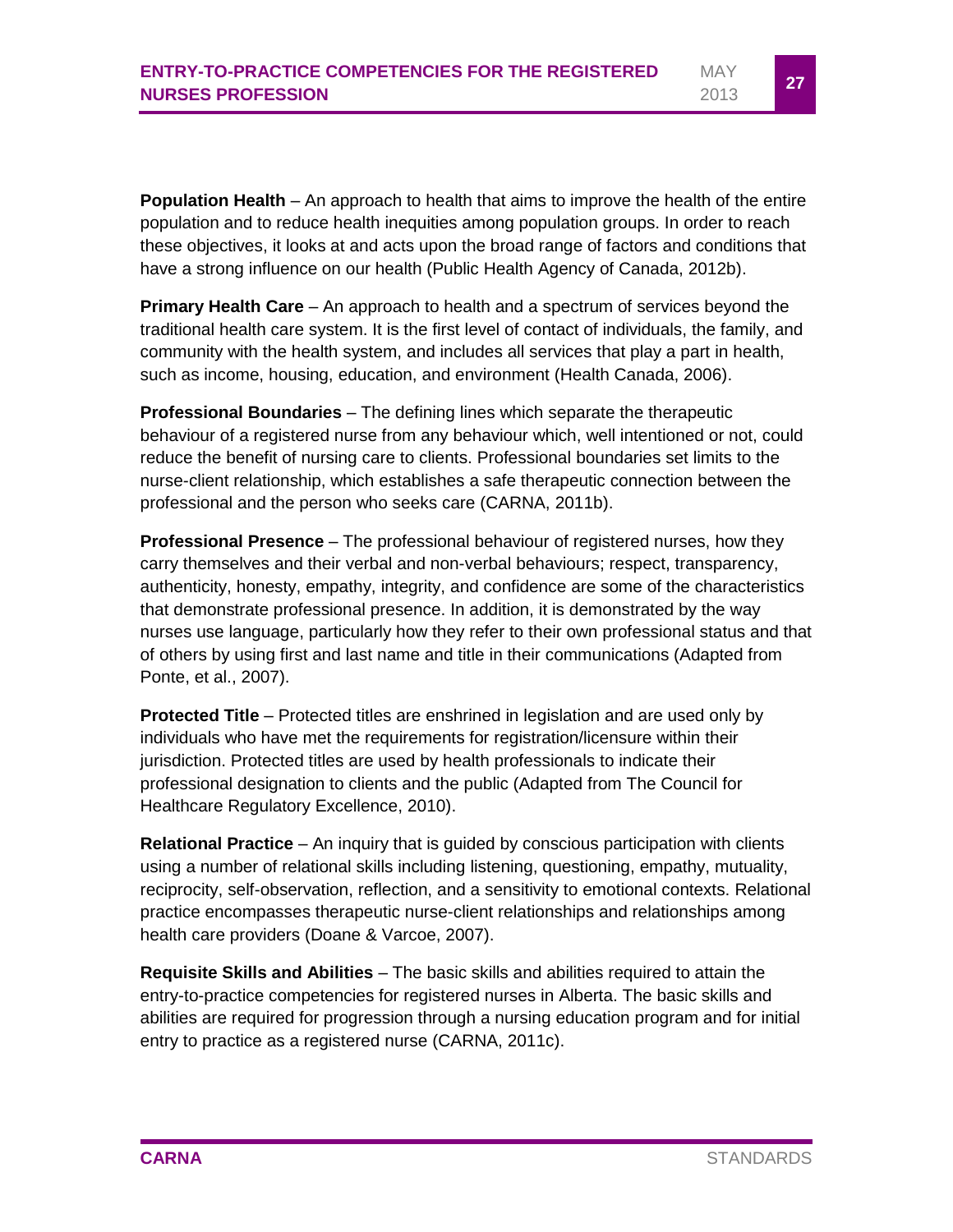**Population Health** – An approach to health that aims to improve the health of the entire population and to reduce health inequities among population groups. In order to reach these objectives, it looks at and acts upon the broad range of factors and conditions that have a strong influence on our health (Public Health Agency of Canada, 2012b).

**Primary Health Care** – An approach to health and a spectrum of services beyond the traditional health care system. It is the first level of contact of individuals, the family, and community with the health system, and includes all services that play a part in health, such as income, housing, education, and environment (Health Canada, 2006).

**Professional Boundaries** – The defining lines which separate the therapeutic behaviour of a registered nurse from any behaviour which, well intentioned or not, could reduce the benefit of nursing care to clients. Professional boundaries set limits to the nurse-client relationship, which establishes a safe therapeutic connection between the professional and the person who seeks care (CARNA, 2011b).

**Professional Presence** – The professional behaviour of registered nurses, how they carry themselves and their verbal and non-verbal behaviours; respect, transparency, authenticity, honesty, empathy, integrity, and confidence are some of the characteristics that demonstrate professional presence. In addition, it is demonstrated by the way nurses use language, particularly how they refer to their own professional status and that of others by using first and last name and title in their communications (Adapted from Ponte, et al., 2007).

**Protected Title** – Protected titles are enshrined in legislation and are used only by individuals who have met the requirements for registration/licensure within their jurisdiction. Protected titles are used by health professionals to indicate their professional designation to clients and the public (Adapted from The Council for Healthcare Regulatory Excellence, 2010).

**Relational Practice** – An inquiry that is guided by conscious participation with clients using a number of relational skills including listening, questioning, empathy, mutuality, reciprocity, self-observation, reflection, and a sensitivity to emotional contexts. Relational practice encompasses therapeutic nurse-client relationships and relationships among health care providers (Doane & Varcoe, 2007).

**Requisite Skills and Abilities** – The basic skills and abilities required to attain the entry-to-practice competencies for registered nurses in Alberta. The basic skills and abilities are required for progression through a nursing education program and for initial entry to practice as a registered nurse (CARNA, 2011c).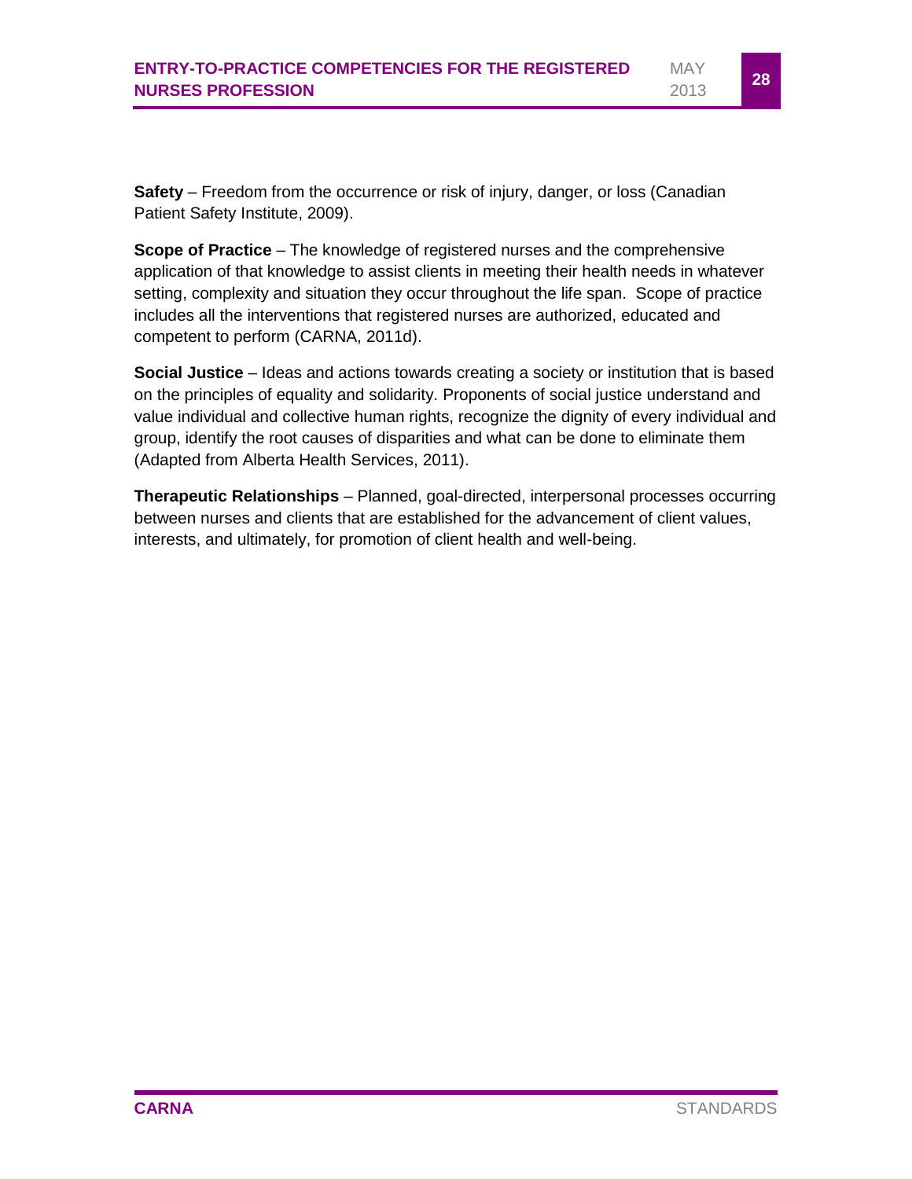**Safety** – Freedom from the occurrence or risk of injury, danger, or loss (Canadian Patient Safety Institute, 2009).

**Scope of Practice** – The knowledge of registered nurses and the comprehensive application of that knowledge to assist clients in meeting their health needs in whatever setting, complexity and situation they occur throughout the life span. Scope of practice includes all the interventions that registered nurses are authorized, educated and competent to perform (CARNA, 2011d).

**Social Justice** – Ideas and actions towards creating a society or institution that is based on the principles of equality and solidarity. Proponents of social justice understand and value individual and collective human rights, recognize the dignity of every individual and group, identify the root causes of disparities and what can be done to eliminate them (Adapted from Alberta Health Services, 2011).

**Therapeutic Relationships** – Planned, goal-directed, interpersonal processes occurring between nurses and clients that are established for the advancement of client values, interests, and ultimately, for promotion of client health and well-being.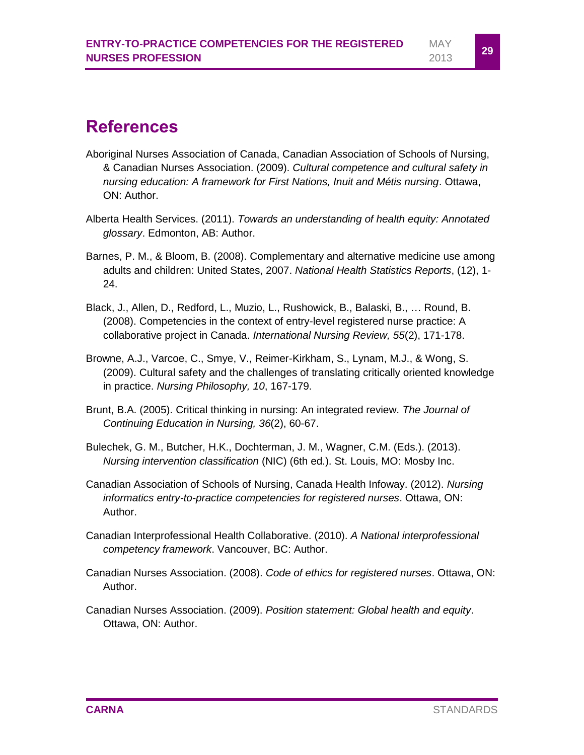## References

Aboriginal Nurses Association of Canada, Canadian Association of Schools of Nursing, & Canadian Nurses Association. (2009). *Cultural competence and cultural safety in nursing education: A framework for First Nations, Inuit and Métis nursing*. Ottawa, ON: Author.

Alberta Health Services. (2011). *Towards an understanding of health equity: Annotated glossary*. Edmonton, AB: Author.

Barnes, P. M., & Bloom, B. (2008). Complementary and alternative medicine use among adults and children: United States, 2007. *National Health Statistics Reports*, (12), 1-24.

Black, J., Allen, D., Redford, L., Muzio, L., Rushowick, B., Balaski, B., … Round, B. (2008). Competencies in the context of entry-level registered nurse practice: A collaborative project in Canada. *International Nursing Review, 55*(2), 171-178.

Browne, A.J., Varcoe, C., Smye, V., Reimer-Kirkham, S., Lynam, M.J., & Wong, S. (2009). Cultural safety and the challenges of translating critically oriented knowledge in practice. *Nursing Philosophy, 10*, 167-179.

Brunt, B.A. (2005). Critical thinking in nursing: An integrated review. *The Journal of Continuing Education in Nursing, 36*(2), 60-67.

Bulechek, G. M., Butcher, H.K., Dochterman, J. M., Wagner, C.M. (Eds.). (2013). *Nursing intervention classification* (NIC) (6th ed.). St. Louis, MO: Mosby Inc.

Canadian Association of Schools of Nursing, Canada Health Infoway. (2012). *Nursing informatics entry-to-practice competencies for registered nurses*. Ottawa, ON: Author.

Canadian Interprofessional Health Collaborative. (2010). *A National interprofessional competency framework*. Vancouver, BC: Author.

Canadian Nurses Association. (2008). *Code of ethics for registered nurses*. Ottawa, ON: Author.

Canadian Nurses Association. (2009). *Position statement: Global health and equity*. Ottawa, ON: Author.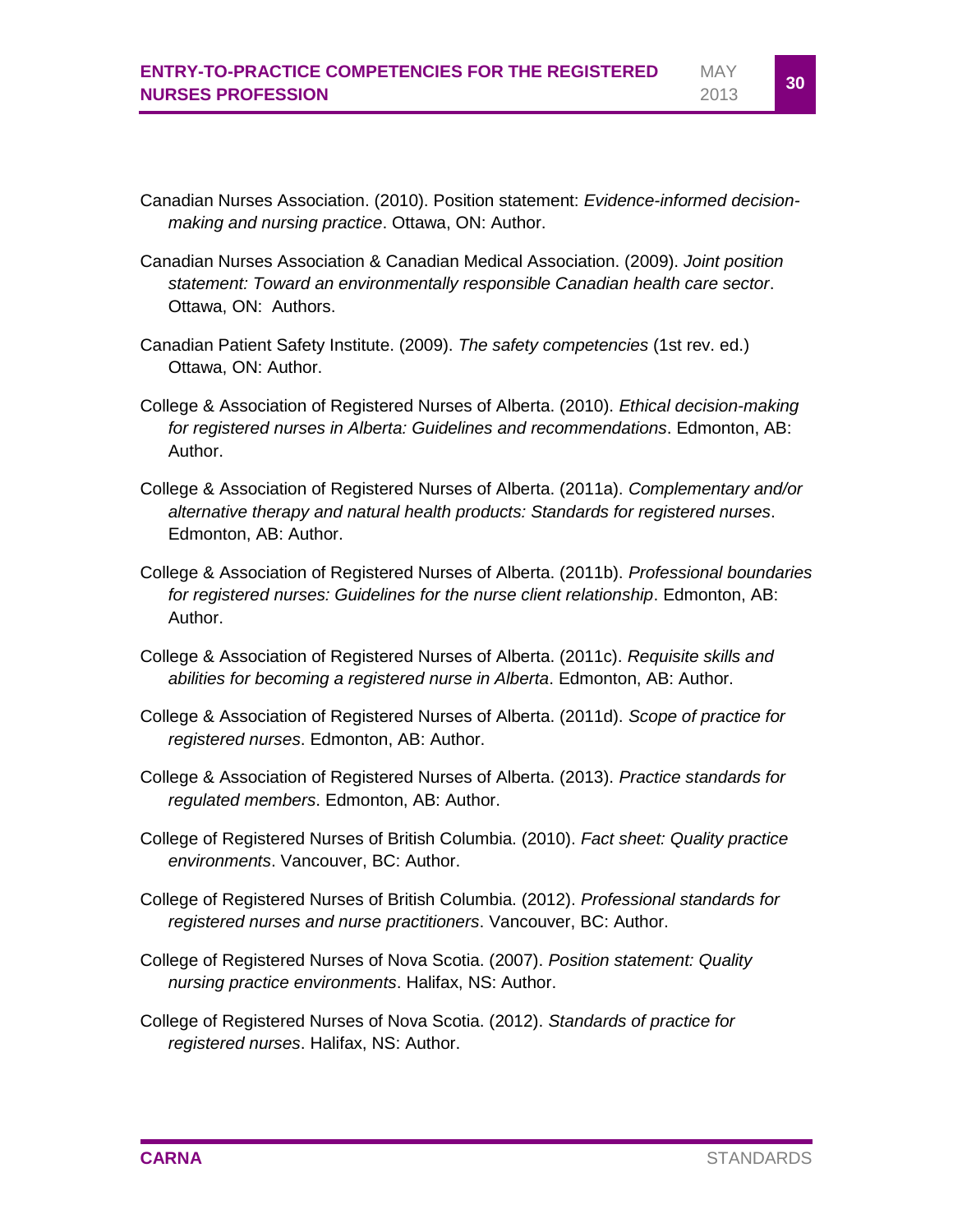Canadian Nurses Association. (2010). Position statement: *Evidence-informed decision-making and nursing practice*. Ottawa, ON: Author.

Canadian Nurses Association & Canadian Medical Association. (2009). *Joint position statement: Toward an environmentally responsible Canadian health care sector*. Ottawa, ON: Authors.

Canadian Patient Safety Institute. (2009). *The safety competencies* (1st rev. ed.) Ottawa, ON: Author.

College & Association of Registered Nurses of Alberta. (2010). *Ethical decision-making for registered nurses in Alberta: Guidelines and recommendations*. Edmonton, AB: Author.

College & Association of Registered Nurses of Alberta. (2011a). *Complementary and/or alternative therapy and natural health products: Standards for registered nurses*. Edmonton, AB: Author.

College & Association of Registered Nurses of Alberta. (2011b). *Professional boundaries for registered nurses: Guidelines for the nurse client relationship*. Edmonton, AB: Author.

College & Association of Registered Nurses of Alberta. (2011c). *Requisite skills and abilities for becoming a registered nurse in Alberta*. Edmonton, AB: Author.

College & Association of Registered Nurses of Alberta. (2011d). *Scope of practice for registered nurses*. Edmonton, AB: Author.

College & Association of Registered Nurses of Alberta. (2013). *Practice standards for regulated members*. Edmonton, AB: Author.

College of Registered Nurses of British Columbia. (2010). *Fact sheet: Quality practice environments*. Vancouver, BC: Author.

College of Registered Nurses of British Columbia. (2012). *Professional standards for registered nurses and nurse practitioners*. Vancouver, BC: Author.

College of Registered Nurses of Nova Scotia. (2007). *Position statement: Quality nursing practice environments*. Halifax, NS: Author.

College of Registered Nurses of Nova Scotia. (2012). *Standards of practice for registered nurses*. Halifax, NS: Author.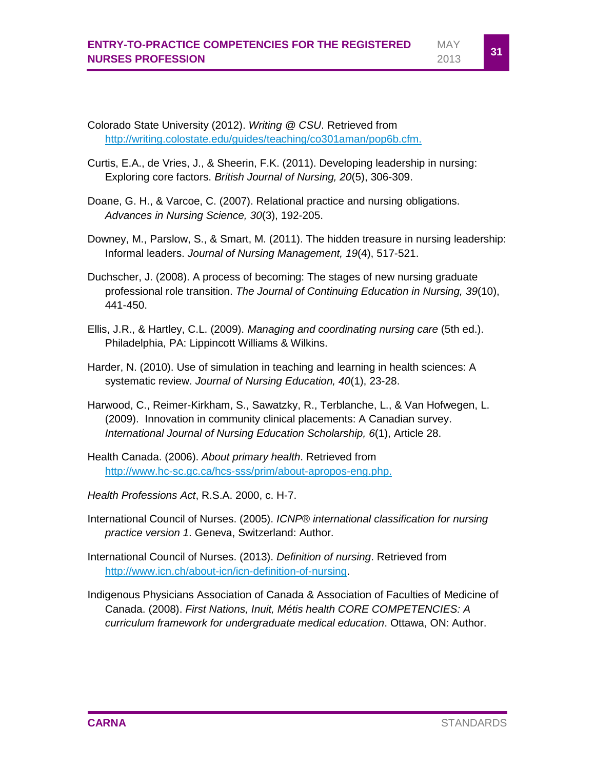Colorado State University (2012). *Writing @ CSU*. Retrieved from http://writing.colostate.edu/guides/teaching/co301aman/pop6b.cfm.

Curtis, E.A., de Vries, J., & Sheerin, F.K. (2011). Developing leadership in nursing: Exploring core factors. *British Journal of Nursing, 20*(5), 306-309.

Doane, G. H., & Varcoe, C. (2007). Relational practice and nursing obligations. *Advances in Nursing Science, 30*(3), 192-205.

Downey, M., Parslow, S., & Smart, M. (2011). The hidden treasure in nursing leadership: Informal leaders. *Journal of Nursing Management, 19*(4), 517-521.

Duchscher, J. (2008). A process of becoming: The stages of new nursing graduate professional role transition. *The Journal of Continuing Education in Nursing, 39*(10), 441-450.

Ellis, J.R., & Hartley, C.L. (2009). *Managing and coordinating nursing care* (5th ed.). Philadelphia, PA: Lippincott Williams & Wilkins.

Harder, N. (2010). Use of simulation in teaching and learning in health sciences: A systematic review. *Journal of Nursing Education, 40*(1), 23-28.

Harwood, C., Reimer-Kirkham, S., Sawatzky, R., Terblanche, L., & Van Hofwegen, L. (2009). Innovation in community clinical placements: A Canadian survey. *International Journal of Nursing Education Scholarship, 6*(1), Article 28.

Health Canada. (2006). *About primary health*. Retrieved from http://www.hc-sc.gc.ca/hcs-sss/prim/about-apropos-eng.php.

*Health Professions Act*, R.S.A. 2000, c. H-7.

International Council of Nurses. (2005). *ICNP® international classification for nursing practice version 1*. Geneva, Switzerland: Author.

International Council of Nurses. (2013). *Definition of nursing*. Retrieved from http://www.icn.ch/about-icn/icn-definition-of-nursing.

Indigenous Physicians Association of Canada & Association of Faculties of Medicine of Canada. (2008). *First Nations, Inuit, Métis health CORE COMPETENCIES: A curriculum framework for undergraduate medical education*. Ottawa, ON: Author.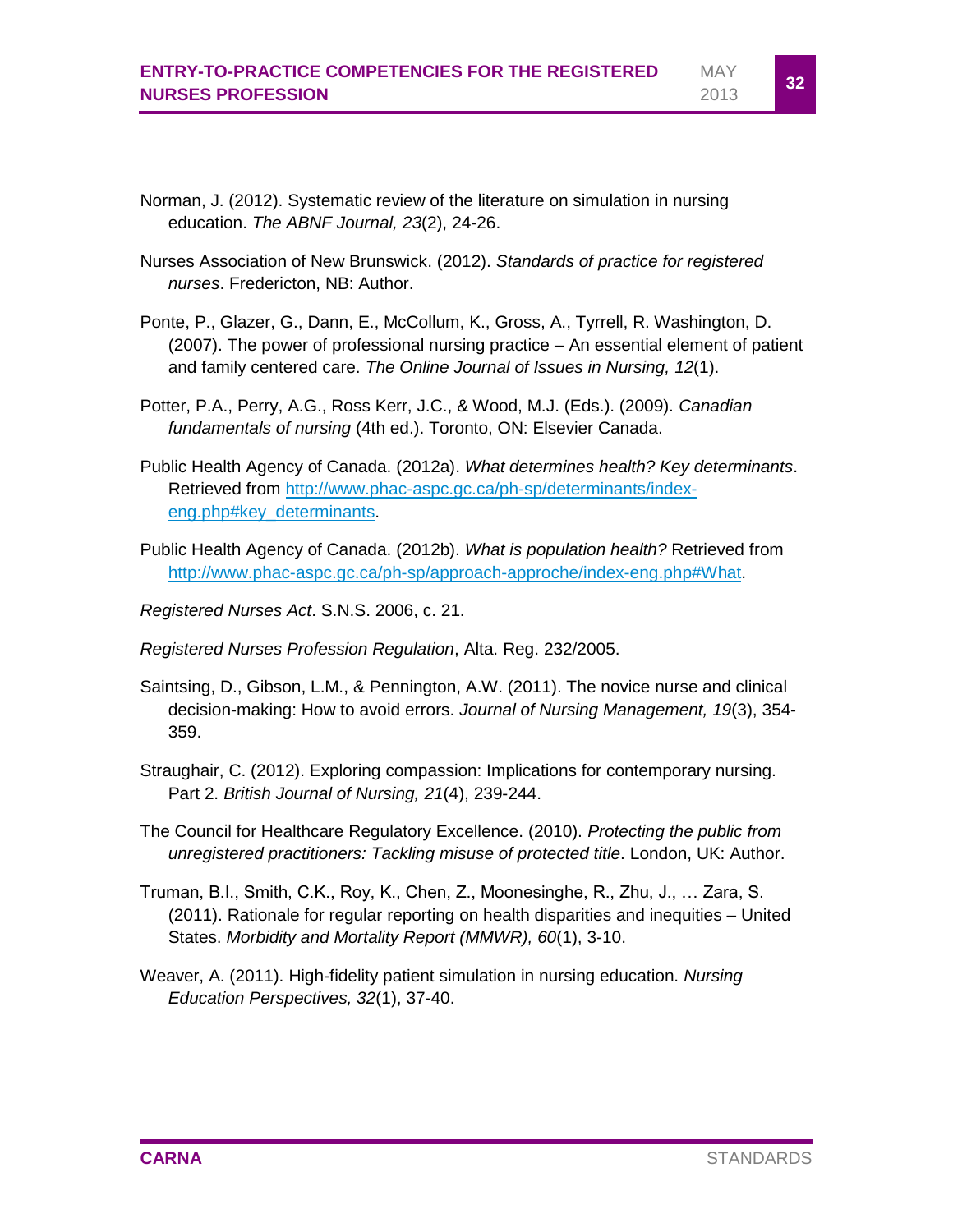Norman, J. (2012). Systematic review of the literature on simulation in nursing education. *The ABNF Journal, 23*(2), 24-26.

Nurses Association of New Brunswick. (2012). *Standards of practice for registered nurses*. Fredericton, NB: Author.

Ponte, P., Glazer, G., Dann, E., McCollum, K., Gross, A., Tyrrell, R. Washington, D. (2007). The power of professional nursing practice – An essential element of patient and family centered care. *The Online Journal of Issues in Nursing, 12*(1).

Potter, P.A., Perry, A.G., Ross Kerr, J.C., & Wood, M.J. (Eds.). (2009). *Canadian fundamentals of nursing* (4th ed.). Toronto, ON: Elsevier Canada.

Public Health Agency of Canada. (2012a). *What determines health? Key determinants*. Retrieved from [http://www.phac-aspc.gc.ca/ph-sp/determinants/index-eng.php#key_determinants](http://www.phac-aspc.gc.ca/ph-sp/determinants/index-eng.php#key_determinants).

Public Health Agency of Canada. (2012b). *What is population health?* Retrieved from [http://www.phac-aspc.gc.ca/ph-sp/approach-approche/index-eng.php#What](http://www.phac-aspc.gc.ca/ph-sp/approach-approche/index-eng.php#What).

*Registered Nurses Act*. S.N.S. 2006, c. 21.

*Registered Nurses Profession Regulation*, Alta. Reg. 232/2005.

Saintsing, D., Gibson, L.M., & Pennington, A.W. (2011). The novice nurse and clinical decision-making: How to avoid errors. *Journal of Nursing Management, 19*(3), 354-359.

Straughair, C. (2012). Exploring compassion: Implications for contemporary nursing. Part 2. *British Journal of Nursing, 21*(4), 239-244.

The Council for Healthcare Regulatory Excellence. (2010). *Protecting the public from unregistered practitioners: Tackling misuse of protected title*. London, UK: Author.

Truman, B.I., Smith, C.K., Roy, K., Chen, Z., Moonesinghe, R., Zhu, J., … Zara, S. (2011). Rationale for regular reporting on health disparities and inequities – United States. *Morbidity and Mortality Report (MMWR), 60*(1), 3-10.

Weaver, A. (2011). High-fidelity patient simulation in nursing education. *Nursing Education Perspectives, 32*(1), 37-40.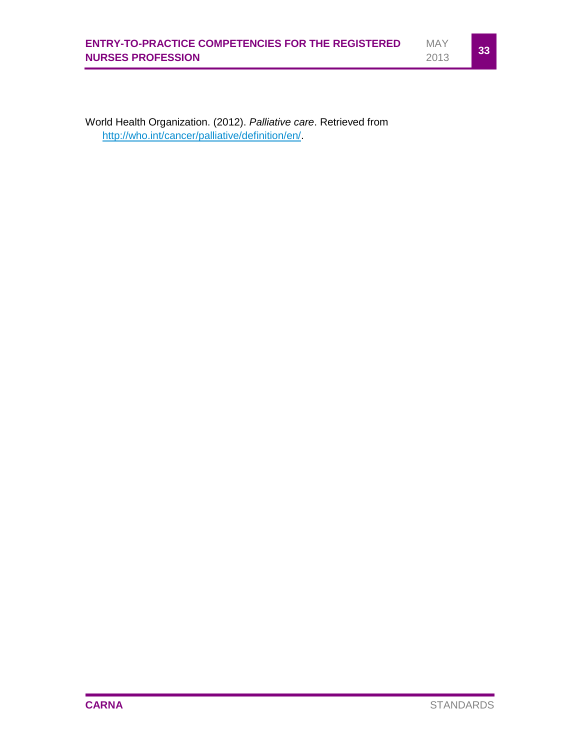World Health Organization. (2012). *Palliative care*. Retrieved from http://who.int/cancer/palliative/definition/en/.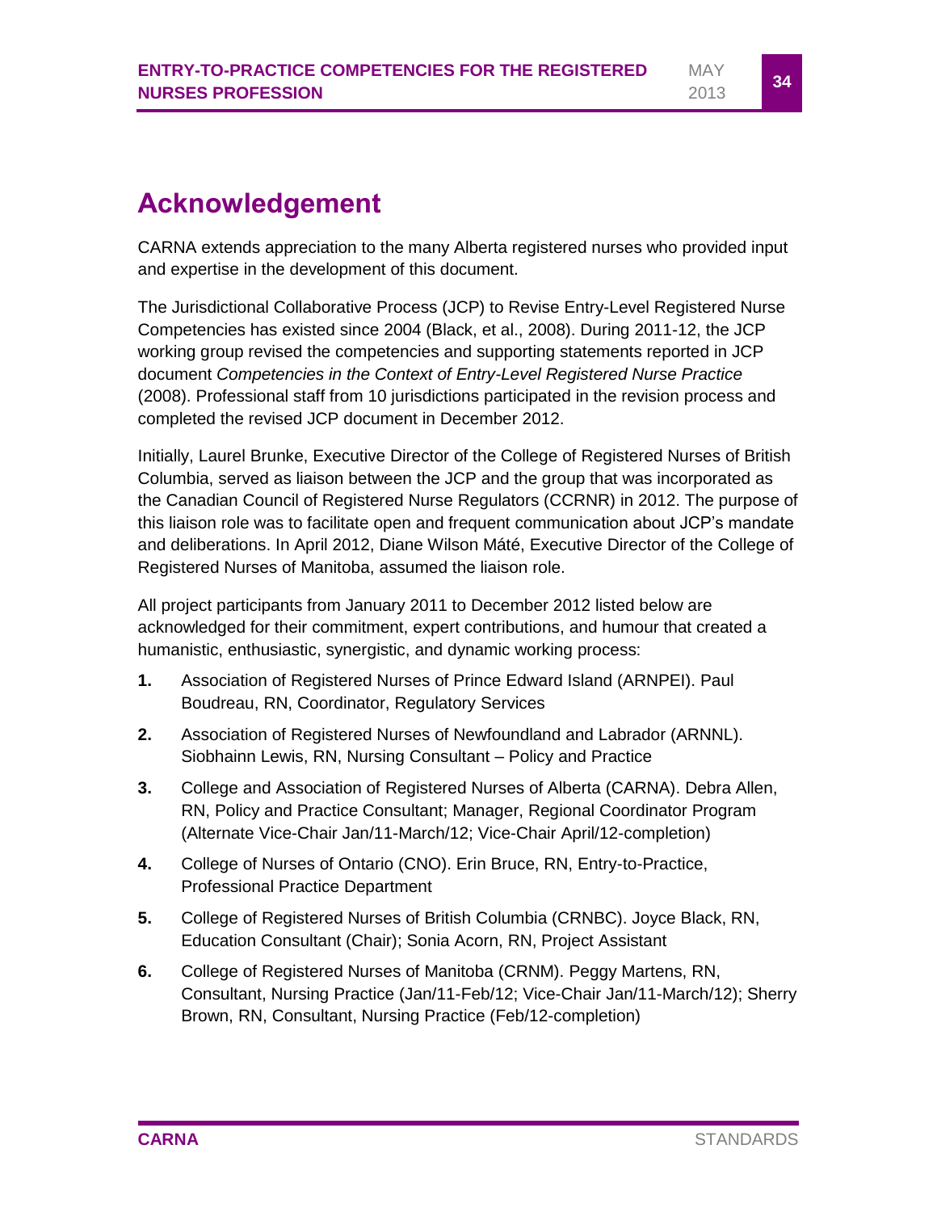# Acknowledgement

CARNA extends appreciation to the many Alberta registered nurses who provided input and expertise in the development of this document.

The Jurisdictional Collaborative Process (JCP) to Revise Entry-Level Registered Nurse Competencies has existed since 2004 (Black, et al., 2008). During 2011-12, the JCP working group revised the competencies and supporting statements reported in JCP document *Competencies in the Context of Entry-Level Registered Nurse Practice* (2008). Professional staff from 10 jurisdictions participated in the revision process and completed the revised JCP document in December 2012.

Initially, Laurel Brunke, Executive Director of the College of Registered Nurses of British Columbia, served as liaison between the JCP and the group that was incorporated as the Canadian Council of Registered Nurse Regulators (CCRNR) in 2012. The purpose of this liaison role was to facilitate open and frequent communication about JCP's mandate and deliberations. In April 2012, Diane Wilson Máté, Executive Director of the College of Registered Nurses of Manitoba, assumed the liaison role.

All project participants from January 2011 to December 2012 listed below are acknowledged for their commitment, expert contributions, and humour that created a humanistic, enthusiastic, synergistic, and dynamic working process:

1. Association of Registered Nurses of Prince Edward Island (ARNPEI). Paul Boudreau, RN, Coordinator, Regulatory Services
2. Association of Registered Nurses of Newfoundland and Labrador (ARNNL). Siobhainn Lewis, RN, Nursing Consultant – Policy and Practice
3. College and Association of Registered Nurses of Alberta (CARNA). Debra Allen, RN, Policy and Practice Consultant; Manager, Regional Coordinator Program (Alternate Vice-Chair Jan/11-March/12; Vice-Chair April/12-completion)
4. College of Nurses of Ontario (CNO). Erin Bruce, RN, Entry-to-Practice, Professional Practice Department
5. College of Registered Nurses of British Columbia (CRNBC). Joyce Black, RN, Education Consultant (Chair); Sonia Acorn, RN, Project Assistant
6. College of Registered Nurses of Manitoba (CRNM). Peggy Martens, RN, Consultant, Nursing Practice (Jan/11-Feb/12; Vice-Chair Jan/11-March/12); Sherry Brown, RN, Consultant, Nursing Practice (Feb/12-completion)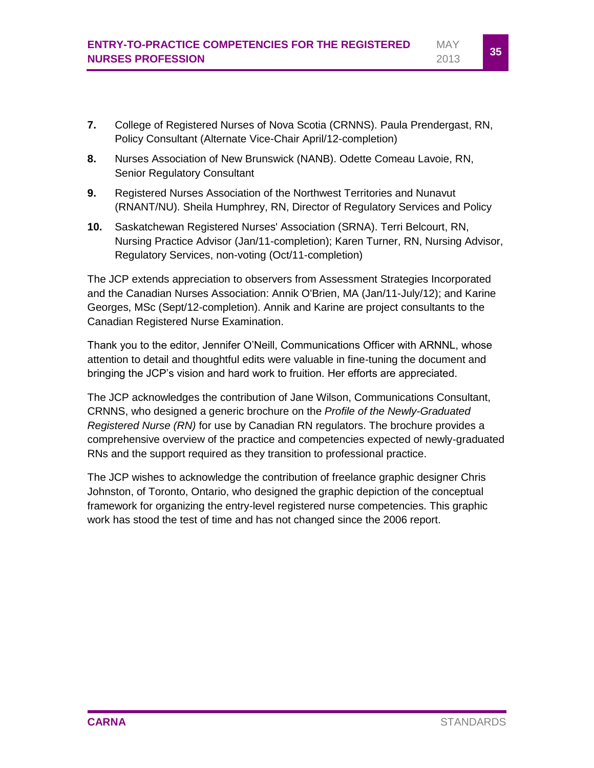7. College of Registered Nurses of Nova Scotia (CRNNS). Paula Prendergast, RN, Policy Consultant (Alternate Vice-Chair April/12-completion)
8. Nurses Association of New Brunswick (NANB). Odette Comeau Lavoie, RN, Senior Regulatory Consultant
9. Registered Nurses Association of the Northwest Territories and Nunavut (RNANT/NU). Sheila Humphrey, RN, Director of Regulatory Services and Policy
10. Saskatchewan Registered Nurses' Association (SRNA). Terri Belcourt, RN, Nursing Practice Advisor (Jan/11-completion); Karen Turner, RN, Nursing Advisor, Regulatory Services, non-voting (Oct/11-completion)

The JCP extends appreciation to observers from Assessment Strategies Incorporated and the Canadian Nurses Association: Annik O'Brien, MA (Jan/11-July/12); and Karine Georges, MSc (Sept/12-completion). Annik and Karine are project consultants to the Canadian Registered Nurse Examination.

Thank you to the editor, Jennifer O'Neill, Communications Officer with ARNNL, whose attention to detail and thoughtful edits were valuable in fine-tuning the document and bringing the JCP's vision and hard work to fruition. Her efforts are appreciated.

The JCP acknowledges the contribution of Jane Wilson, Communications Consultant, CRNNS, who designed a generic brochure on the *Profile of the Newly-Graduated Registered Nurse (RN)* for use by Canadian RN regulators. The brochure provides a comprehensive overview of the practice and competencies expected of newly-graduated RNs and the support required as they transition to professional practice.

The JCP wishes to acknowledge the contribution of freelance graphic designer Chris Johnston, of Toronto, Ontario, who designed the graphic depiction of the conceptual framework for organizing the entry-level registered nurse competencies. This graphic work has stood the test of time and has not changed since the 2006 report.